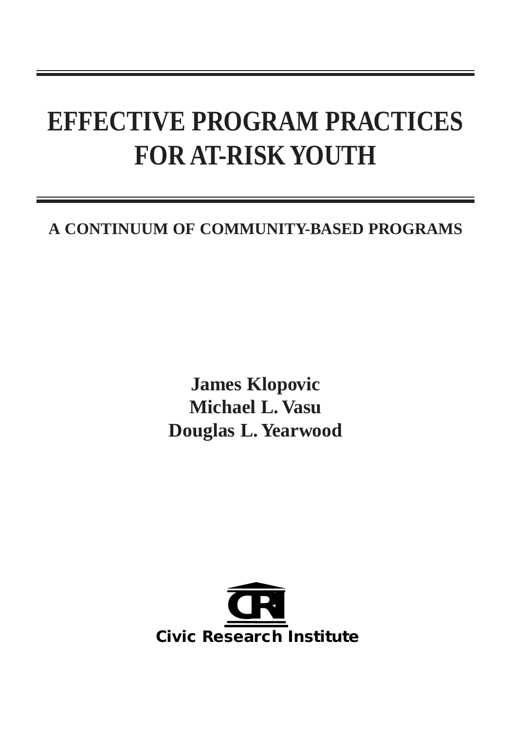# EFFECTIVE PROGRAM PRACTICES FOR AT-RISK YOUTH

## A CONTINUUM OF COMMUNITY-BASED PROGRAMS

**James Klopovic**
**Michael L. Vasu**
**Douglas L. Yearwood**

CRI

**Civic Research Institute**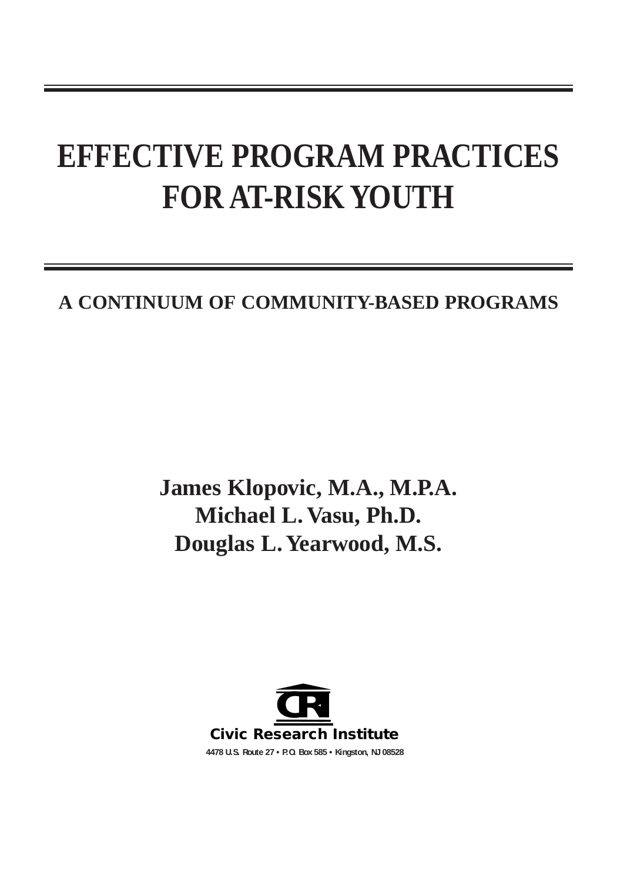# EFFECTIVE PROGRAM PRACTICES FOR AT-RISK YOUTH

## A CONTINUUM OF COMMUNITY-BASED PROGRAMS

**James Klopovic, M.A., M.P.A.**
**Michael L. Vasu, Ph.D.**
**Douglas L. Yearwood, M.S.**

**Civic Research Institute**

4478 U.S. Route 27 • P.O. Box 585 • Kingston, NJ 08528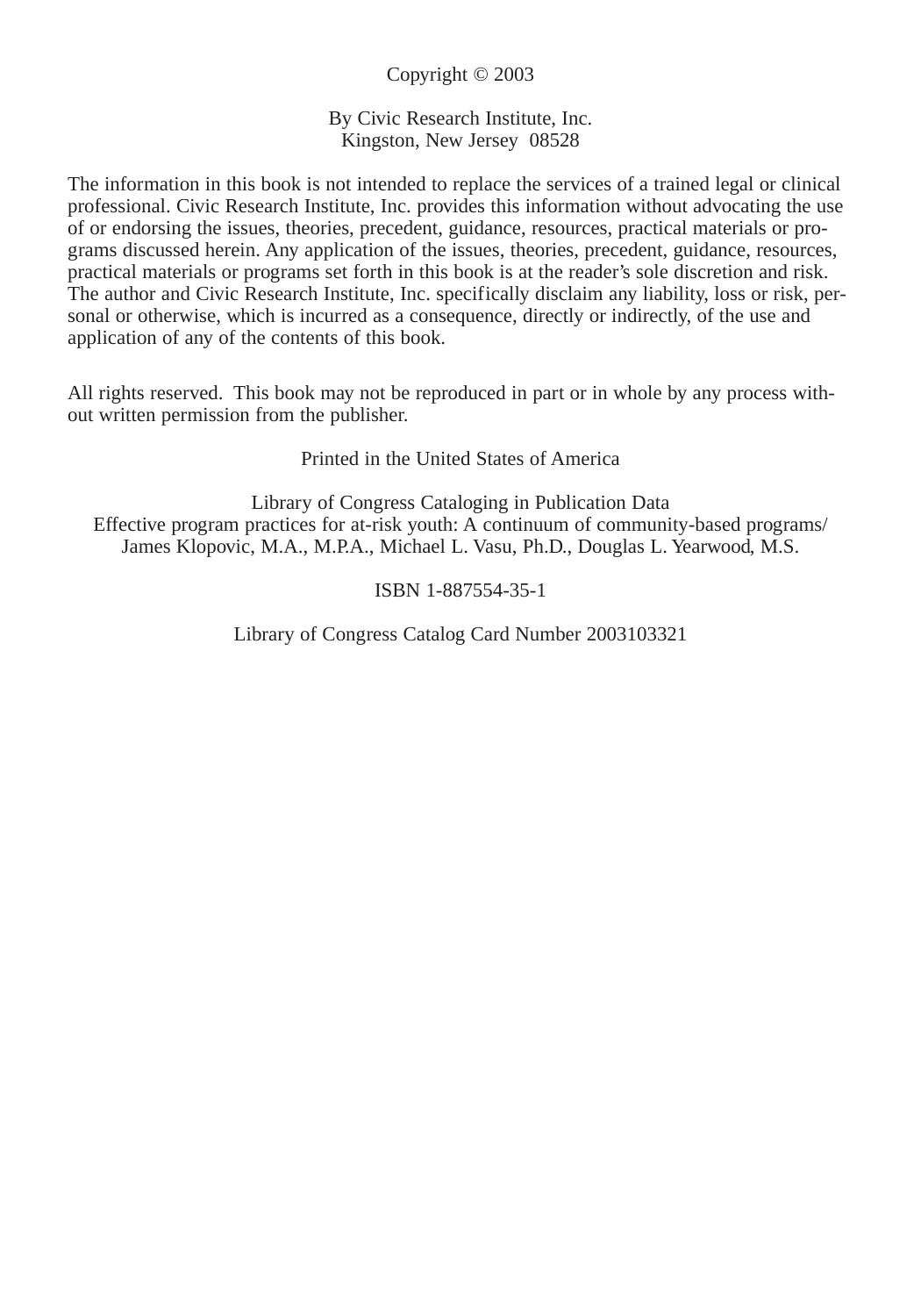Copyright © 2003

By Civic Research Institute, Inc.
Kingston, New Jersey 08528

The information in this book is not intended to replace the services of a trained legal or clinical professional. Civic Research Institute, Inc. provides this information without advocating the use of or endorsing the issues, theories, precedent, guidance, resources, practical materials or programs discussed herein. Any application of the issues, theories, precedent, guidance, resources, practical materials or programs set forth in this book is at the reader's sole discretion and risk. The author and Civic Research Institute, Inc. specifically disclaim any liability, loss or risk, personal or otherwise, which is incurred as a consequence, directly or indirectly, of the use and application of any of the contents of this book.

All rights reserved. This book may not be reproduced in part or in whole by any process without written permission from the publisher.

Printed in the United States of America

Library of Congress Cataloging in Publication Data
Effective program practices for at-risk youth: A continuum of community-based programs/
James Klopovic, M.A., M.P.A., Michael L. Vasu, Ph.D., Douglas L. Yearwood, M.S.

ISBN 1-887554-35-1

Library of Congress Catalog Card Number 2003103321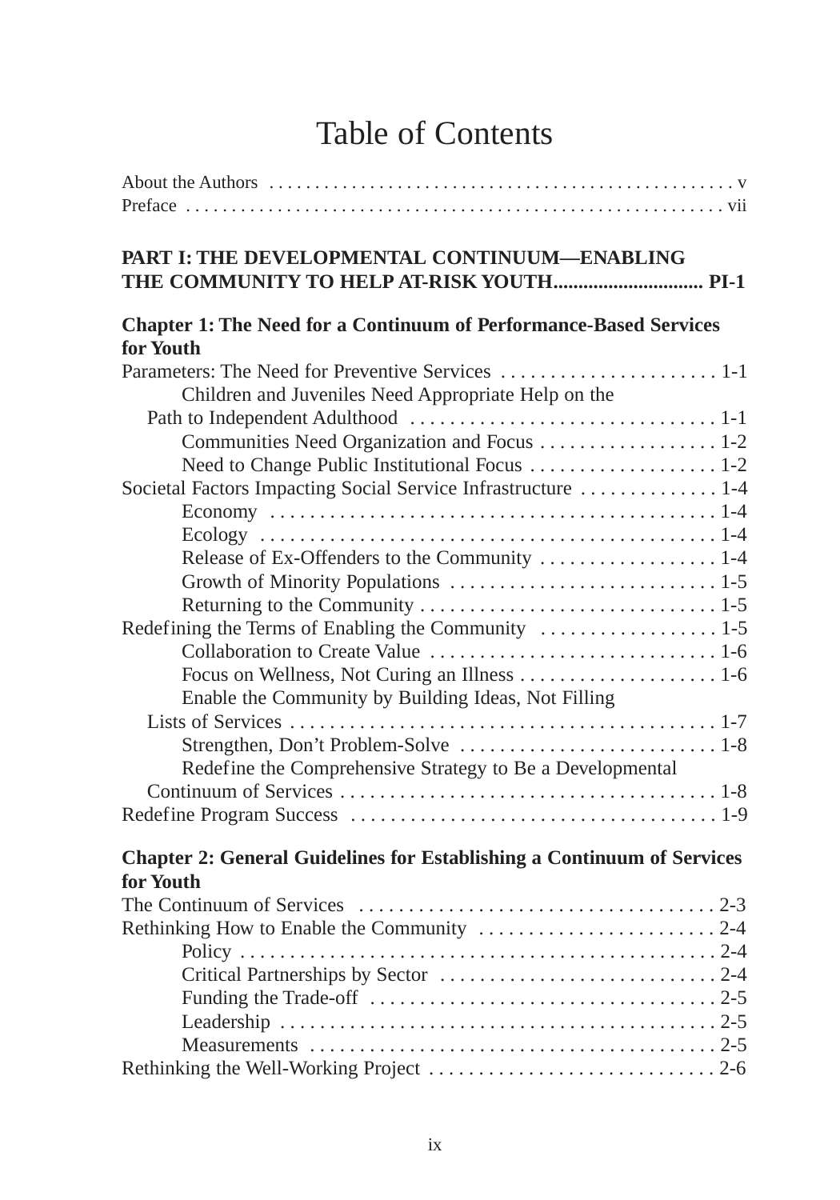# Table of Contents

About the Authors . . . . . . . . . . . . . . . . . . . . . . . . . . . . . . . . . . . . . . . . . . . . . . . . . . v
Preface . . . . . . . . . . . . . . . . . . . . . . . . . . . . . . . . . . . . . . . . . . . . . . . . . . . . . . . . . . . vii

## PART I: THE DEVELOPMENTAL CONTINUUM—ENABLING THE COMMUNITY TO HELP AT-RISK YOUTH.............................. PI-1

### Chapter 1: The Need for a Continuum of Performance-Based Services for Youth

Parameters: The Need for Preventive Services . . . . . . . . . . . . . . . . . . . . . . 1-1
- Children and Juveniles Need Appropriate Help on the Path to Independent Adulthood . . . . . . . . . . . . . . . . . . . . . . . . . . . . . . . 1-1
- Communities Need Organization and Focus . . . . . . . . . . . . . . . . . . 1-2
- Need to Change Public Institutional Focus . . . . . . . . . . . . . . . . . . . 1-2

Societal Factors Impacting Social Service Infrastructure . . . . . . . . . . . . . . 1-4
- Economy . . . . . . . . . . . . . . . . . . . . . . . . . . . . . . . . . . . . . . . . . . . . 1-4
- Ecology . . . . . . . . . . . . . . . . . . . . . . . . . . . . . . . . . . . . . . . . . . . . . 1-4
- Release of Ex-Offenders to the Community . . . . . . . . . . . . . . . . . . 1-4
- Growth of Minority Populations . . . . . . . . . . . . . . . . . . . . . . . . . . . 1-5
- Returning to the Community . . . . . . . . . . . . . . . . . . . . . . . . . . . . . . 1-5

Redefining the Terms of Enabling the Community . . . . . . . . . . . . . . . . . . 1-5
- Collaboration to Create Value . . . . . . . . . . . . . . . . . . . . . . . . . . . . . 1-6
- Focus on Wellness, Not Curing an Illness . . . . . . . . . . . . . . . . . . . . 1-6
- Enable the Community by Building Ideas, Not Filling Lists of Services . . . . . . . . . . . . . . . . . . . . . . . . . . . . . . . . . . . . . . . . . . . 1-7
- Strengthen, Don't Problem-Solve . . . . . . . . . . . . . . . . . . . . . . . . . . 1-8
- Redefine the Comprehensive Strategy to Be a Developmental Continuum of Services . . . . . . . . . . . . . . . . . . . . . . . . . . . . . . . . . . . . . . 1-8

Redefine Program Success . . . . . . . . . . . . . . . . . . . . . . . . . . . . . . . . . . . . . 1-9

### Chapter 2: General Guidelines for Establishing a Continuum of Services for Youth

The Continuum of Services . . . . . . . . . . . . . . . . . . . . . . . . . . . . . . . . . . . . 2-3

Rethinking How to Enable the Community . . . . . . . . . . . . . . . . . . . . . . . . 2-4
- Policy . . . . . . . . . . . . . . . . . . . . . . . . . . . . . . . . . . . . . . . . . . . . . . . . 2-4
- Critical Partnerships by Sector . . . . . . . . . . . . . . . . . . . . . . . . . . . . 2-4
- Funding the Trade-off . . . . . . . . . . . . . . . . . . . . . . . . . . . . . . . . . . . 2-5
- Leadership . . . . . . . . . . . . . . . . . . . . . . . . . . . . . . . . . . . . . . . . . . . . 2-5
- Measurements . . . . . . . . . . . . . . . . . . . . . . . . . . . . . . . . . . . . . . . . . 2-5

Rethinking the Well-Working Project . . . . . . . . . . . . . . . . . . . . . . . . . . . . 2-6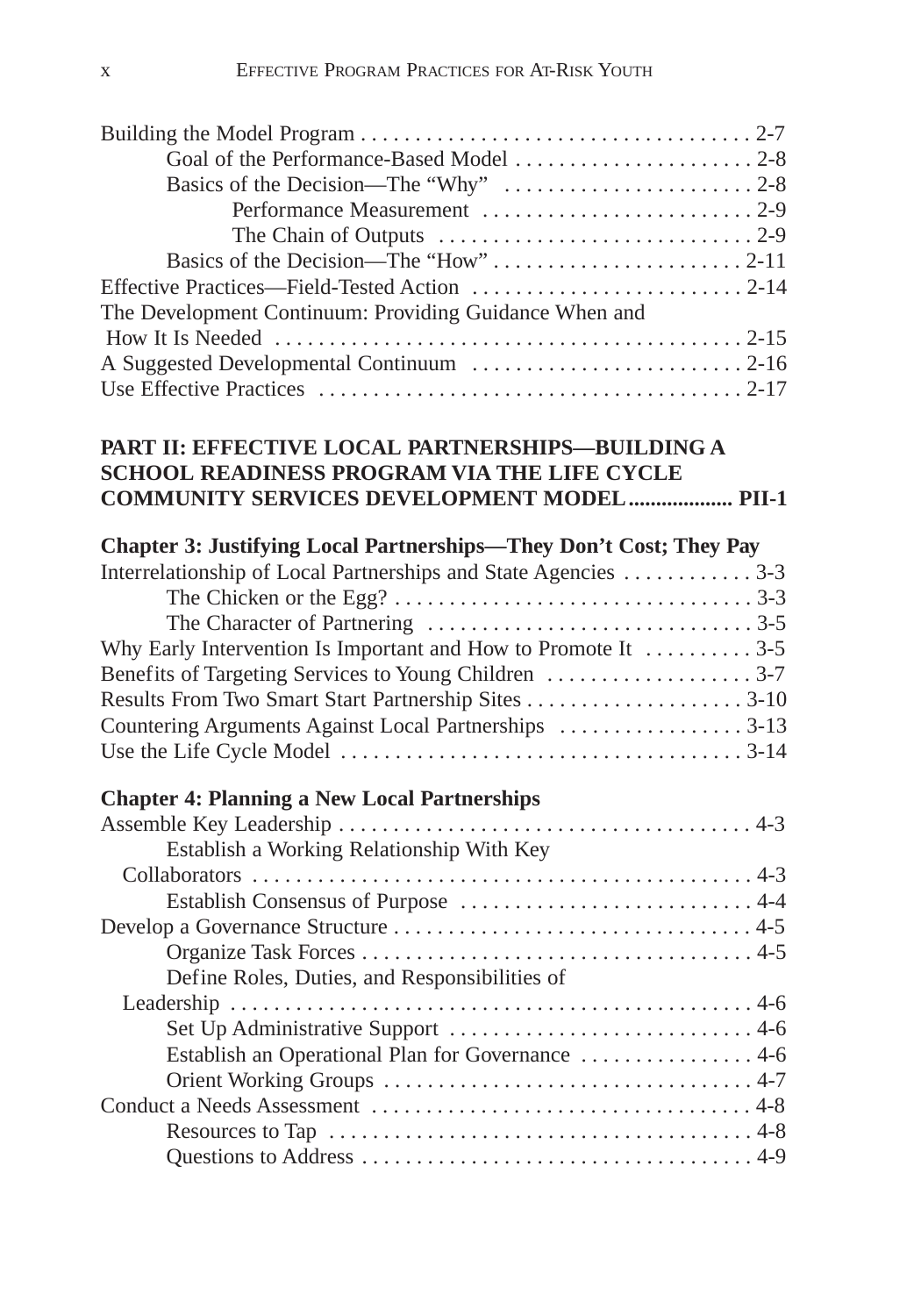Building the Model Program . . . . . . . . . . . . . . . . . . . . . . . . . . . . . . . . . . . 2-7
  Goal of the Performance-Based Model . . . . . . . . . . . . . . . . . . . . . . 2-8
  Basics of the Decision—The "Why" . . . . . . . . . . . . . . . . . . . . . . . 2-8
    Performance Measurement . . . . . . . . . . . . . . . . . . . . . . . . . 2-9
    The Chain of Outputs . . . . . . . . . . . . . . . . . . . . . . . . . . . . . 2-9
  Basics of the Decision—The "How" . . . . . . . . . . . . . . . . . . . . . . . 2-11
Effective Practices—Field-Tested Action . . . . . . . . . . . . . . . . . . . . . . . . . 2-14
The Development Continuum: Providing Guidance When and How It Is Needed . . . . . . . . . . . . . . . . . . . . . . . . . . . . . . . . . . . . . . . . . . . 2-15
A Suggested Developmental Continuum . . . . . . . . . . . . . . . . . . . . . . . . . 2-16
Use Effective Practices . . . . . . . . . . . . . . . . . . . . . . . . . . . . . . . . . . . . . . . 2-17

**PART II: EFFECTIVE LOCAL PARTNERSHIPS—BUILDING A SCHOOL READINESS PROGRAM VIA THE LIFE CYCLE COMMUNITY SERVICES DEVELOPMENT MODEL.................. PII-1**

**Chapter 3: Justifying Local Partnerships—They Don't Cost; They Pay**

Interrelationship of Local Partnerships and State Agencies . . . . . . . . . . . . 3-3
  The Chicken or the Egg? . . . . . . . . . . . . . . . . . . . . . . . . . . . . . . . . 3-3
  The Character of Partnering . . . . . . . . . . . . . . . . . . . . . . . . . . . . . 3-5
Why Early Intervention Is Important and How to Promote It . . . . . . . . . . 3-5
Benefits of Targeting Services to Young Children . . . . . . . . . . . . . . . . . . . 3-7
Results From Two Smart Start Partnership Sites . . . . . . . . . . . . . . . . . . . . 3-10
Countering Arguments Against Local Partnerships . . . . . . . . . . . . . . . . . 3-13
Use the Life Cycle Model . . . . . . . . . . . . . . . . . . . . . . . . . . . . . . . . . . . . 3-14

**Chapter 4: Planning a New Local Partnerships**

Assemble Key Leadership . . . . . . . . . . . . . . . . . . . . . . . . . . . . . . . . . . . . . 4-3
  Establish a Working Relationship With Key Collaborators . . . . . . . . . . . . . . . . . . . . . . . . . . . . . . . . . . . . . . . . . . . . . 4-3
  Establish Consensus of Purpose . . . . . . . . . . . . . . . . . . . . . . . . . . . 4-4
Develop a Governance Structure . . . . . . . . . . . . . . . . . . . . . . . . . . . . . . . . 4-5
  Organize Task Forces . . . . . . . . . . . . . . . . . . . . . . . . . . . . . . . . . . . 4-5
  Define Roles, Duties, and Responsibilities of Leadership . . . . . . . . . . . . . . . . . . . . . . . . . . . . . . . . . . . . . . . . . . . . . . . . 4-6
  Set Up Administrative Support . . . . . . . . . . . . . . . . . . . . . . . . . . . . 4-6
  Establish an Operational Plan for Governance . . . . . . . . . . . . . . . . 4-6
  Orient Working Groups . . . . . . . . . . . . . . . . . . . . . . . . . . . . . . . . . . 4-7
Conduct a Needs Assessment . . . . . . . . . . . . . . . . . . . . . . . . . . . . . . . . . . 4-8
  Resources to Tap . . . . . . . . . . . . . . . . . . . . . . . . . . . . . . . . . . . . . . 4-8
  Questions to Address . . . . . . . . . . . . . . . . . . . . . . . . . . . . . . . . . . . 4-9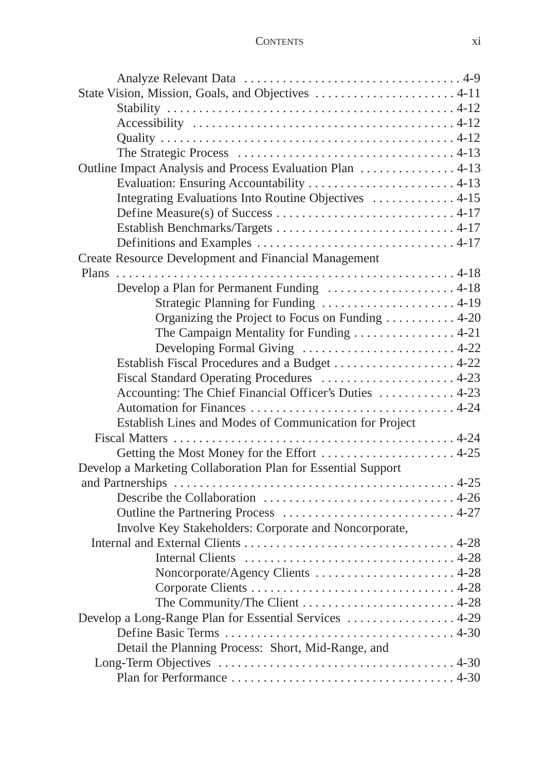- Analyze Relevant Data . . . . . . . . . . . . . . . . . . . . . . . . . . . . . . . . . . 4-9
- State Vision, Mission, Goals, and Objectives . . . . . . . . . . . . . . . . . . . . . . 4-11
  - Stability . . . . . . . . . . . . . . . . . . . . . . . . . . . . . . . . . . . . . . . . . . . . . 4-12
  - Accessibility . . . . . . . . . . . . . . . . . . . . . . . . . . . . . . . . . . . . . . . . . 4-12
  - Quality . . . . . . . . . . . . . . . . . . . . . . . . . . . . . . . . . . . . . . . . . . . . . . 4-12
  - The Strategic Process . . . . . . . . . . . . . . . . . . . . . . . . . . . . . . . . . . 4-13
- Outline Impact Analysis and Process Evaluation Plan . . . . . . . . . . . . . . . 4-13
  - Evaluation: Ensuring Accountability . . . . . . . . . . . . . . . . . . . . . . . . 4-13
  - Integrating Evaluations Into Routine Objectives . . . . . . . . . . . . . 4-15
  - Define Measure(s) of Success . . . . . . . . . . . . . . . . . . . . . . . . . . . . 4-17
  - Establish Benchmarks/Targets . . . . . . . . . . . . . . . . . . . . . . . . . . . . 4-17
  - Definitions and Examples . . . . . . . . . . . . . . . . . . . . . . . . . . . . . . . 4-17
- Create Resource Development and Financial Management Plans . . . . . . . . . . . . . . . . . . . . . . . . . . . . . . . . . . . . . . . . . . . . . . . . . . . . . 4-18
  - Develop a Plan for Permanent Funding . . . . . . . . . . . . . . . . . . . . 4-18
    - Strategic Planning for Funding . . . . . . . . . . . . . . . . . . . . . 4-19
    - Organizing the Project to Focus on Funding . . . . . . . . . . . 4-20
    - The Campaign Mentality for Funding . . . . . . . . . . . . . . . . 4-21
    - Developing Formal Giving . . . . . . . . . . . . . . . . . . . . . . . . 4-22
  - Establish Fiscal Procedures and a Budget . . . . . . . . . . . . . . . . . . . 4-22
  - Fiscal Standard Operating Procedures . . . . . . . . . . . . . . . . . . . . . 4-23
  - Accounting: The Chief Financial Officer's Duties . . . . . . . . . . . . 4-23
  - Automation for Finances . . . . . . . . . . . . . . . . . . . . . . . . . . . . . . . . 4-24
  - Establish Lines and Modes of Communication for Project Fiscal Matters . . . . . . . . . . . . . . . . . . . . . . . . . . . . . . . . . . . . . . . . . . . . . 4-24
  - Getting the Most Money for the Effort . . . . . . . . . . . . . . . . . . . . . 4-25
- Develop a Marketing Collaboration Plan for Essential Support and Partnerships . . . . . . . . . . . . . . . . . . . . . . . . . . . . . . . . . . . . . . . . . . . . 4-25
  - Describe the Collaboration . . . . . . . . . . . . . . . . . . . . . . . . . . . . . . 4-26
  - Outline the Partnering Process . . . . . . . . . . . . . . . . . . . . . . . . . . . 4-27
  - Involve Key Stakeholders: Corporate and Noncorporate, Internal and External Clients . . . . . . . . . . . . . . . . . . . . . . . . . . . . . . . . . 4-28
    - Internal Clients . . . . . . . . . . . . . . . . . . . . . . . . . . . . . . . . . 4-28
    - Noncorporate/Agency Clients . . . . . . . . . . . . . . . . . . . . . . 4-28
    - Corporate Clients . . . . . . . . . . . . . . . . . . . . . . . . . . . . . . . . 4-28
    - The Community/The Client . . . . . . . . . . . . . . . . . . . . . . . . 4-28
- Develop a Long-Range Plan for Essential Services . . . . . . . . . . . . . . . . . 4-29
  - Define Basic Terms . . . . . . . . . . . . . . . . . . . . . . . . . . . . . . . . . . . . 4-30
  - Detail the Planning Process: Short, Mid-Range, and Long-Term Objectives . . . . . . . . . . . . . . . . . . . . . . . . . . . . . . . . . . . . . 4-30
  - Plan for Performance . . . . . . . . . . . . . . . . . . . . . . . . . . . . . . . . . . 4-30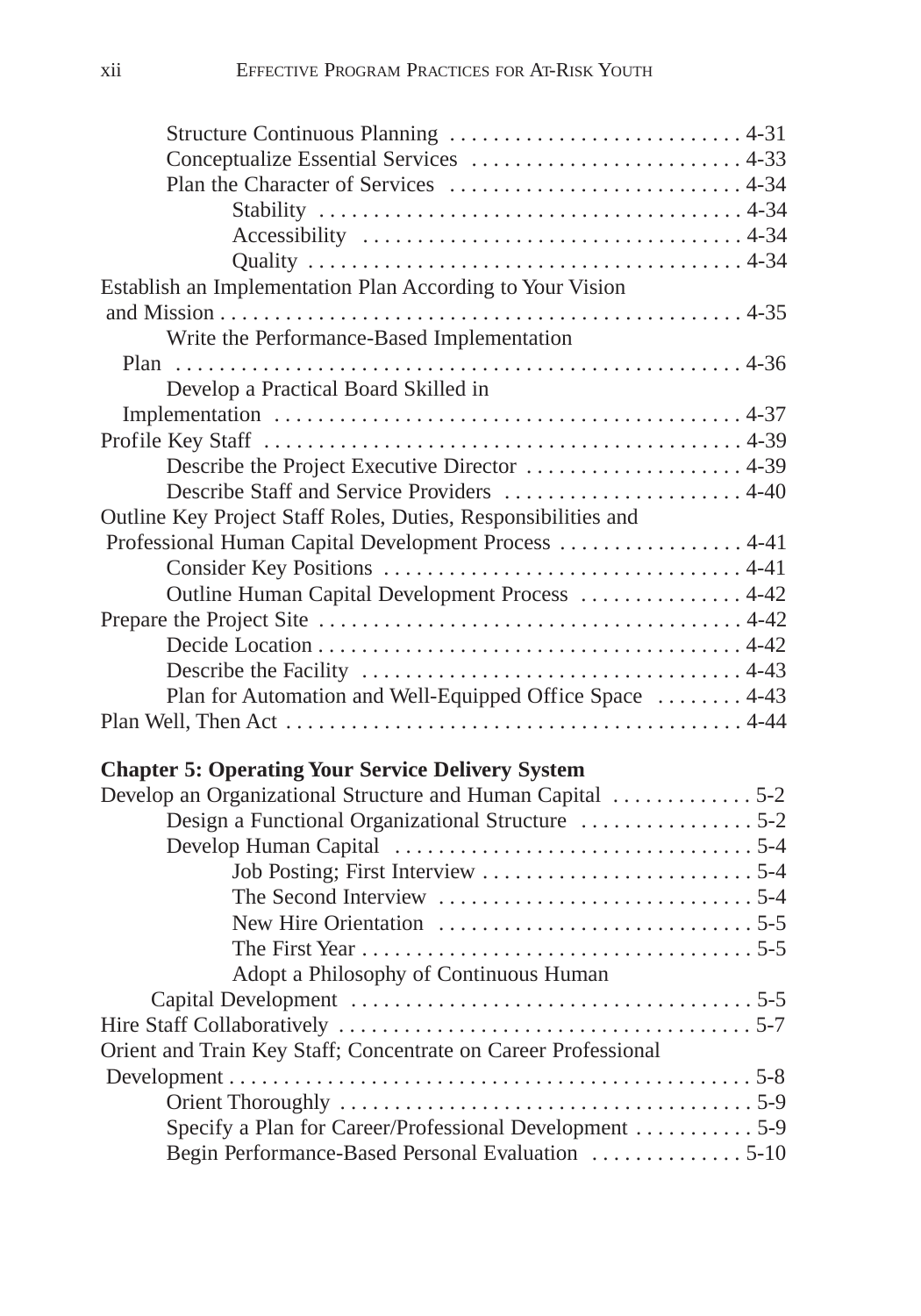- Structure Continuous Planning . . . . . . . . . . . . . . . . . . . . . . . . . . . 4-31
- Conceptualize Essential Services . . . . . . . . . . . . . . . . . . . . . . . . . 4-33
- Plan the Character of Services . . . . . . . . . . . . . . . . . . . . . . . . . . . 4-34
  - Stability . . . . . . . . . . . . . . . . . . . . . . . . . . . . . . . . . . . . . . . 4-34
  - Accessibility . . . . . . . . . . . . . . . . . . . . . . . . . . . . . . . . . . 4-34
  - Quality . . . . . . . . . . . . . . . . . . . . . . . . . . . . . . . . . . . . . . . 4-34

Establish an Implementation Plan According to Your Vision and Mission . . . . . . . . . . . . . . . . . . . . . . . . . . . . . . . . . . . . . . . . . . . . . . . . 4-35

- Write the Performance-Based Implementation Plan . . . . . . . . . . . . . . . . . . . . . . . . . . . . . . . . . . . . . . . . . . . . . . . . . . . 4-36
- Develop a Practical Board Skilled in Implementation . . . . . . . . . . . . . . . . . . . . . . . . . . . . . . . . . . . . . . . . . . 4-37

Profile Key Staff . . . . . . . . . . . . . . . . . . . . . . . . . . . . . . . . . . . . . . . . . . . . 4-39

- Describe the Project Executive Director . . . . . . . . . . . . . . . . . . . . 4-39
- Describe Staff and Service Providers . . . . . . . . . . . . . . . . . . . . . . 4-40

Outline Key Project Staff Roles, Duties, Responsibilities and Professional Human Capital Development Process . . . . . . . . . . . . . . . . . 4-41

- Consider Key Positions . . . . . . . . . . . . . . . . . . . . . . . . . . . . . . . . 4-41
- Outline Human Capital Development Process . . . . . . . . . . . . . . . 4-42

Prepare the Project Site . . . . . . . . . . . . . . . . . . . . . . . . . . . . . . . . . . . . . . . 4-42

- Decide Location . . . . . . . . . . . . . . . . . . . . . . . . . . . . . . . . . . . . . . . 4-42
- Describe the Facility . . . . . . . . . . . . . . . . . . . . . . . . . . . . . . . . . . 4-43
- Plan for Automation and Well-Equipped Office Space . . . . . . . . 4-43

Plan Well, Then Act . . . . . . . . . . . . . . . . . . . . . . . . . . . . . . . . . . . . . . . . . . . 4-44

**Chapter 5: Operating Your Service Delivery System**

Develop an Organizational Structure and Human Capital . . . . . . . . . . . . . 5-2

- Design a Functional Organizational Structure . . . . . . . . . . . . . . . . 5-2
- Develop Human Capital . . . . . . . . . . . . . . . . . . . . . . . . . . . . . . . . . 5-4
  - Job Posting; First Interview . . . . . . . . . . . . . . . . . . . . . . . . . 5-4
  - The Second Interview . . . . . . . . . . . . . . . . . . . . . . . . . . . . . 5-4
  - New Hire Orientation . . . . . . . . . . . . . . . . . . . . . . . . . . . . . 5-5
  - The First Year . . . . . . . . . . . . . . . . . . . . . . . . . . . . . . . . . . . . 5-5
  - Adopt a Philosophy of Continuous Human Capital Development . . . . . . . . . . . . . . . . . . . . . . . . . . . . . . . . . . . . 5-5

Hire Staff Collaboratively . . . . . . . . . . . . . . . . . . . . . . . . . . . . . . . . . . . . . . 5-7

Orient and Train Key Staff; Concentrate on Career Professional Development . . . . . . . . . . . . . . . . . . . . . . . . . . . . . . . . . . . . . . . . . . . . . . . . . 5-8

- Orient Thoroughly . . . . . . . . . . . . . . . . . . . . . . . . . . . . . . . . . . . . . . 5-9
- Specify a Plan for Career/Professional Development . . . . . . . . . . . 5-9
- Begin Performance-Based Personal Evaluation . . . . . . . . . . . . . . 5-10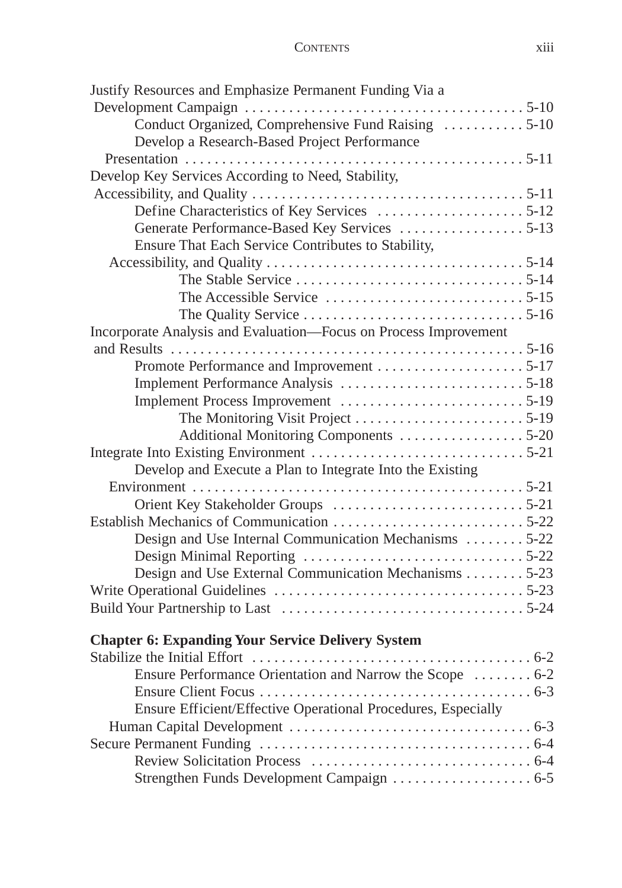Justify Resources and Emphasize Permanent Funding Via a Development Campaign . . . . . . . . . . . . . . . . . . . . . . . . . . . . . . . . . . . . . 5-10

- Conduct Organized, Comprehensive Fund Raising . . . . . . . . . . . 5-10
- Develop a Research-Based Project Performance Presentation . . . . . . . . . . . . . . . . . . . . . . . . . . . . . . . . . . . . . . . . . . . . 5-11

Develop Key Services According to Need, Stability, Accessibility, and Quality . . . . . . . . . . . . . . . . . . . . . . . . . . . . . . . . . . . . 5-11

- Define Characteristics of Key Services . . . . . . . . . . . . . . . . . . . . 5-12
- Generate Performance-Based Key Services . . . . . . . . . . . . . . . . . 5-13
- Ensure That Each Service Contributes to Stability, Accessibility, and Quality . . . . . . . . . . . . . . . . . . . . . . . . . . . . . . . . . . 5-14
  - The Stable Service . . . . . . . . . . . . . . . . . . . . . . . . . . . . . . 5-14
  - The Accessible Service . . . . . . . . . . . . . . . . . . . . . . . . . . . 5-15
  - The Quality Service . . . . . . . . . . . . . . . . . . . . . . . . . . . . . 5-16

Incorporate Analysis and Evaluation—Focus on Process Improvement and Results . . . . . . . . . . . . . . . . . . . . . . . . . . . . . . . . . . . . . . . . . . . . . . . 5-16

- Promote Performance and Improvement . . . . . . . . . . . . . . . . . . . . 5-17
- Implement Performance Analysis . . . . . . . . . . . . . . . . . . . . . . . . . 5-18
- Implement Process Improvement . . . . . . . . . . . . . . . . . . . . . . . . . 5-19
  - The Monitoring Visit Project . . . . . . . . . . . . . . . . . . . . . . . 5-19
  - Additional Monitoring Components . . . . . . . . . . . . . . . . . 5-20

Integrate Into Existing Environment . . . . . . . . . . . . . . . . . . . . . . . . . . . . 5-21

- Develop and Execute a Plan to Integrate Into the Existing Environment . . . . . . . . . . . . . . . . . . . . . . . . . . . . . . . . . . . . . . . . . . . . 5-21
- Orient Key Stakeholder Groups . . . . . . . . . . . . . . . . . . . . . . . . . . 5-21

Establish Mechanics of Communication . . . . . . . . . . . . . . . . . . . . . . . . . . 5-22

- Design and Use Internal Communication Mechanisms . . . . . . . . 5-22
- Design Minimal Reporting . . . . . . . . . . . . . . . . . . . . . . . . . . . . . . 5-22
- Design and Use External Communication Mechanisms . . . . . . . . 5-23

Write Operational Guidelines . . . . . . . . . . . . . . . . . . . . . . . . . . . . . . . . . . 5-23

Build Your Partnership to Last . . . . . . . . . . . . . . . . . . . . . . . . . . . . . . . . 5-24

**Chapter 6: Expanding Your Service Delivery System**

Stabilize the Initial Effort . . . . . . . . . . . . . . . . . . . . . . . . . . . . . . . . . . . . . . 6-2

- Ensure Performance Orientation and Narrow the Scope . . . . . . . . 6-2
- Ensure Client Focus . . . . . . . . . . . . . . . . . . . . . . . . . . . . . . . . . . . . . 6-3
- Ensure Efficient/Effective Operational Procedures, Especially Human Capital Development . . . . . . . . . . . . . . . . . . . . . . . . . . . . . . . . . 6-3

Secure Permanent Funding . . . . . . . . . . . . . . . . . . . . . . . . . . . . . . . . . . . . . 6-4

- Review Solicitation Process . . . . . . . . . . . . . . . . . . . . . . . . . . . . . . 6-4
- Strengthen Funds Development Campaign . . . . . . . . . . . . . . . . . . . 6-5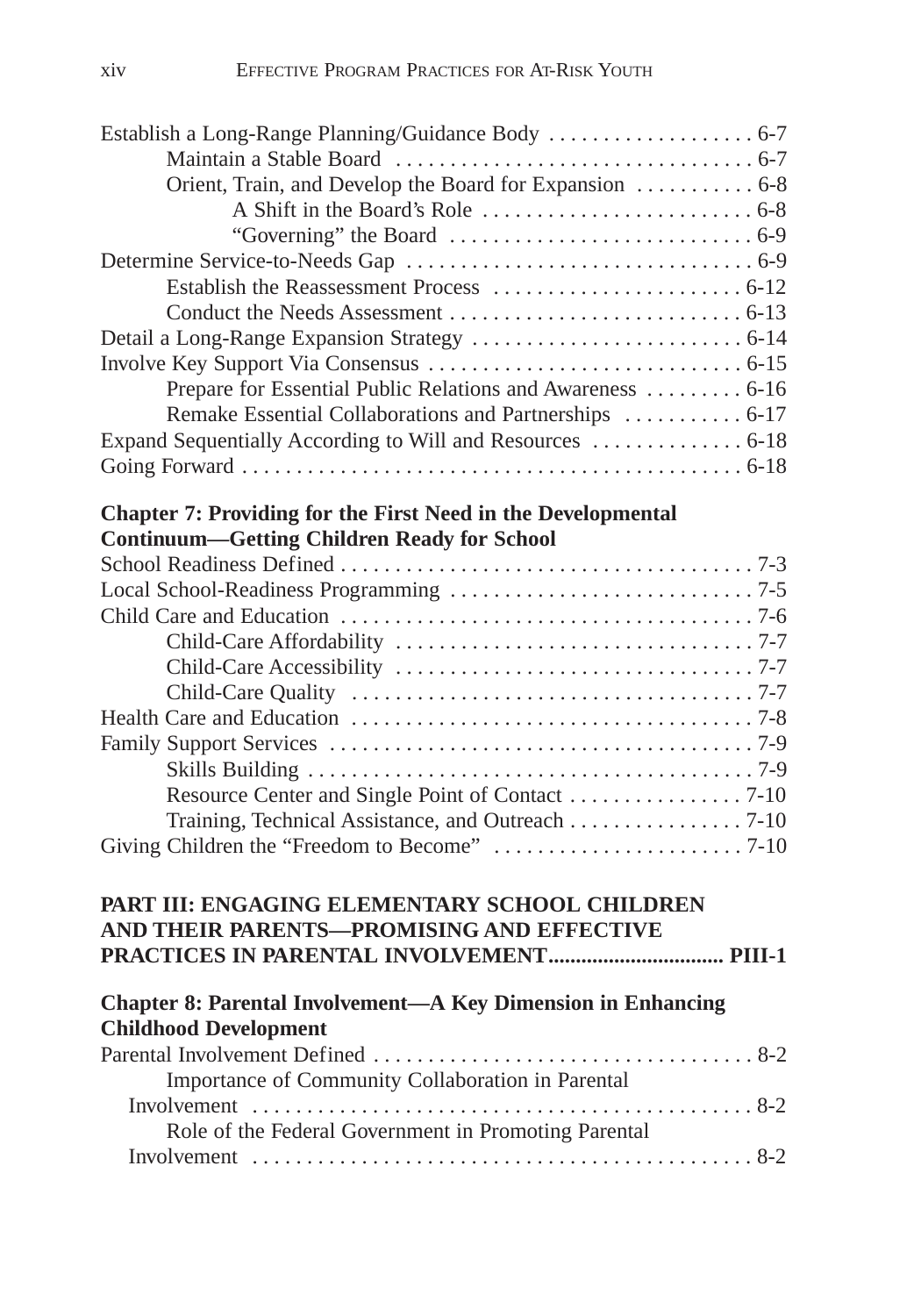Establish a Long-Range Planning/Guidance Body . . . . . . . . . . . . . . . . . . 6-7
    Maintain a Stable Board . . . . . . . . . . . . . . . . . . . . . . . . . . . . . . . . 6-7
    Orient, Train, and Develop the Board for Expansion . . . . . . . . . . . 6-8
        A Shift in the Board's Role . . . . . . . . . . . . . . . . . . . . . . . . . 6-8
        "Governing" the Board . . . . . . . . . . . . . . . . . . . . . . . . . . . . 6-9
Determine Service-to-Needs Gap . . . . . . . . . . . . . . . . . . . . . . . . . . . . . . . 6-9
    Establish the Reassessment Process . . . . . . . . . . . . . . . . . . . . . . . 6-12
    Conduct the Needs Assessment . . . . . . . . . . . . . . . . . . . . . . . . . . 6-13
Detail a Long-Range Expansion Strategy . . . . . . . . . . . . . . . . . . . . . . . . 6-14
Involve Key Support Via Consensus . . . . . . . . . . . . . . . . . . . . . . . . . . . . 6-15
    Prepare for Essential Public Relations and Awareness . . . . . . . . . 6-16
    Remake Essential Collaborations and Partnerships . . . . . . . . . . . 6-17
Expand Sequentially According to Will and Resources . . . . . . . . . . . . . 6-18
Going Forward . . . . . . . . . . . . . . . . . . . . . . . . . . . . . . . . . . . . . . . . . . . . . 6-18

**Chapter 7: Providing for the First Need in the Developmental Continuum—Getting Children Ready for School**

School Readiness Defined . . . . . . . . . . . . . . . . . . . . . . . . . . . . . . . . . . . . . 7-3
Local School-Readiness Programming . . . . . . . . . . . . . . . . . . . . . . . . . . . 7-5
Child Care and Education . . . . . . . . . . . . . . . . . . . . . . . . . . . . . . . . . . . . 7-6
    Child-Care Affordability . . . . . . . . . . . . . . . . . . . . . . . . . . . . . . . . 7-7
    Child-Care Accessibility . . . . . . . . . . . . . . . . . . . . . . . . . . . . . . . . 7-7
    Child-Care Quality . . . . . . . . . . . . . . . . . . . . . . . . . . . . . . . . . . . . 7-7
Health Care and Education . . . . . . . . . . . . . . . . . . . . . . . . . . . . . . . . . . . 7-8
Family Support Services . . . . . . . . . . . . . . . . . . . . . . . . . . . . . . . . . . . . . 7-9
    Skills Building . . . . . . . . . . . . . . . . . . . . . . . . . . . . . . . . . . . . . . . . 7-9
    Resource Center and Single Point of Contact . . . . . . . . . . . . . . . . 7-10
    Training, Technical Assistance, and Outreach . . . . . . . . . . . . . . . . 7-10
Giving Children the "Freedom to Become" . . . . . . . . . . . . . . . . . . . . . . . 7-10

**PART III: ENGAGING ELEMENTARY SCHOOL CHILDREN AND THEIR PARENTS—PROMISING AND EFFECTIVE PRACTICES IN PARENTAL INVOLVEMENT............................... PIII-1**

**Chapter 8: Parental Involvement—A Key Dimension in Enhancing Childhood Development**

Parental Involvement Defined . . . . . . . . . . . . . . . . . . . . . . . . . . . . . . . . . . 8-2
    Importance of Community Collaboration in Parental Involvement . . . . . . . . . . . . . . . . . . . . . . . . . . . . . . . . . . . . . . . . . . . . . 8-2
    Role of the Federal Government in Promoting Parental Involvement . . . . . . . . . . . . . . . . . . . . . . . . . . . . . . . . . . . . . . . . . . . . . 8-2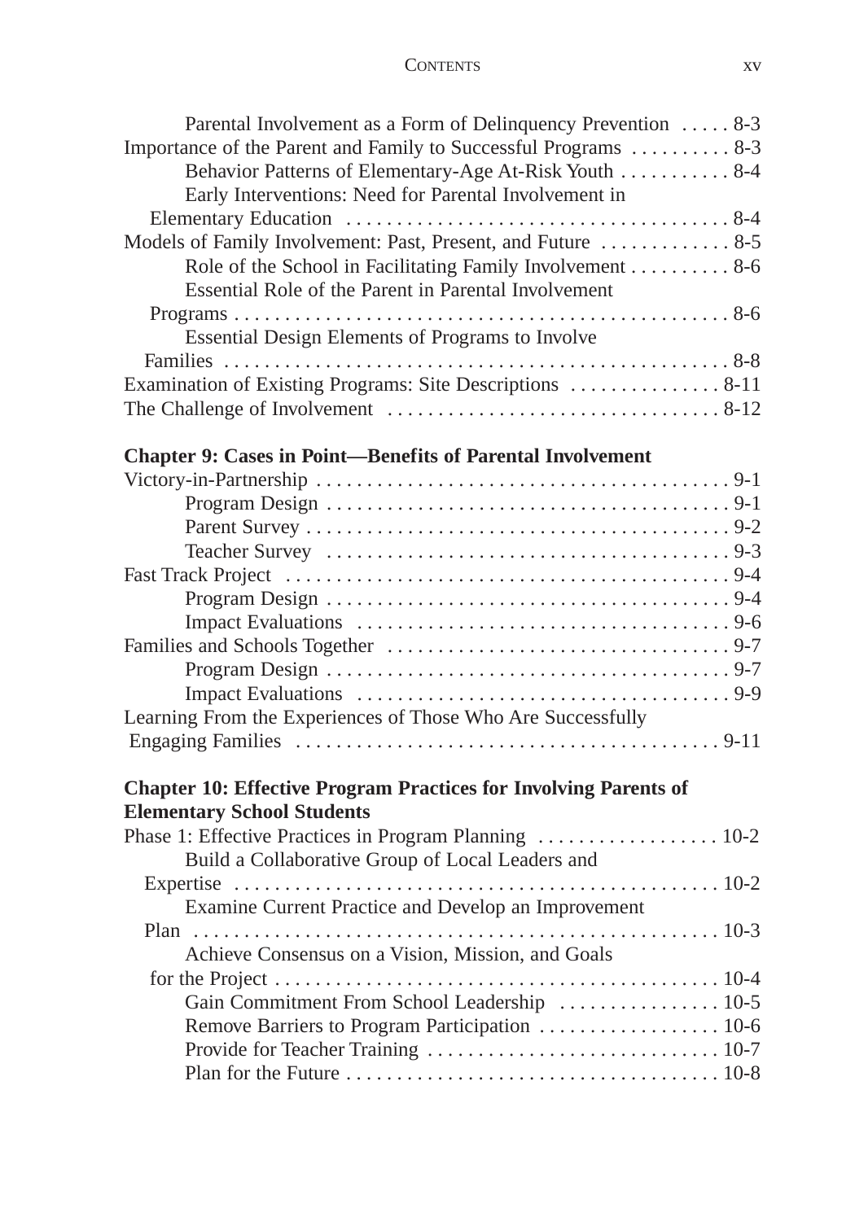Parental Involvement as a Form of Delinquency Prevention . . . . . 8-3
Importance of the Parent and Family to Successful Programs . . . . . . . . . . 8-3
Behavior Patterns of Elementary-Age At-Risk Youth . . . . . . . . . . . 8-4
Early Interventions: Need for Parental Involvement in Elementary Education . . . . . . . . . . . . . . . . . . . . . . . . . . . . . . . . . . . . . 8-4
Models of Family Involvement: Past, Present, and Future . . . . . . . . . . . . . 8-5
Role of the School in Facilitating Family Involvement . . . . . . . . . . 8-6
Essential Role of the Parent in Parental Involvement Programs . . . . . . . . . . . . . . . . . . . . . . . . . . . . . . . . . . . . . . . . . . . . . . . . 8-6
Essential Design Elements of Programs to Involve Families . . . . . . . . . . . . . . . . . . . . . . . . . . . . . . . . . . . . . . . . . . . . . . . . . 8-8
Examination of Existing Programs: Site Descriptions . . . . . . . . . . . . . . . 8-11
The Challenge of Involvement . . . . . . . . . . . . . . . . . . . . . . . . . . . . . . . . 8-12

**Chapter 9: Cases in Point—Benefits of Parental Involvement**

Victory-in-Partnership . . . . . . . . . . . . . . . . . . . . . . . . . . . . . . . . . . . . . . . . . 9-1
Program Design . . . . . . . . . . . . . . . . . . . . . . . . . . . . . . . . . . . . . . . . 9-1
Parent Survey . . . . . . . . . . . . . . . . . . . . . . . . . . . . . . . . . . . . . . . . . . 9-2
Teacher Survey . . . . . . . . . . . . . . . . . . . . . . . . . . . . . . . . . . . . . . . . 9-3
Fast Track Project . . . . . . . . . . . . . . . . . . . . . . . . . . . . . . . . . . . . . . . . . . . . 9-4
Program Design . . . . . . . . . . . . . . . . . . . . . . . . . . . . . . . . . . . . . . . . 9-4
Impact Evaluations . . . . . . . . . . . . . . . . . . . . . . . . . . . . . . . . . . . . . 9-6
Families and Schools Together . . . . . . . . . . . . . . . . . . . . . . . . . . . . . . . . . . 9-7
Program Design . . . . . . . . . . . . . . . . . . . . . . . . . . . . . . . . . . . . . . . . 9-7
Impact Evaluations . . . . . . . . . . . . . . . . . . . . . . . . . . . . . . . . . . . . . 9-9
Learning From the Experiences of Those Who Are Successfully Engaging Families . . . . . . . . . . . . . . . . . . . . . . . . . . . . . . . . . . . . . . . . . . 9-11

**Chapter 10: Effective Program Practices for Involving Parents of Elementary School Students**

Phase 1: Effective Practices in Program Planning . . . . . . . . . . . . . . . . . . 10-2
Build a Collaborative Group of Local Leaders and Expertise . . . . . . . . . . . . . . . . . . . . . . . . . . . . . . . . . . . . . . . . . . . . . . . . 10-2
Examine Current Practice and Develop an Improvement Plan . . . . . . . . . . . . . . . . . . . . . . . . . . . . . . . . . . . . . . . . . . . . . . . . . . . . 10-3
Achieve Consensus on a Vision, Mission, and Goals for the Project . . . . . . . . . . . . . . . . . . . . . . . . . . . . . . . . . . . . . . . . . . . . 10-4
Gain Commitment From School Leadership . . . . . . . . . . . . . . . . 10-5
Remove Barriers to Program Participation . . . . . . . . . . . . . . . . . . 10-6
Provide for Teacher Training . . . . . . . . . . . . . . . . . . . . . . . . . . . . . 10-7
Plan for the Future . . . . . . . . . . . . . . . . . . . . . . . . . . . . . . . . . . . . . 10-8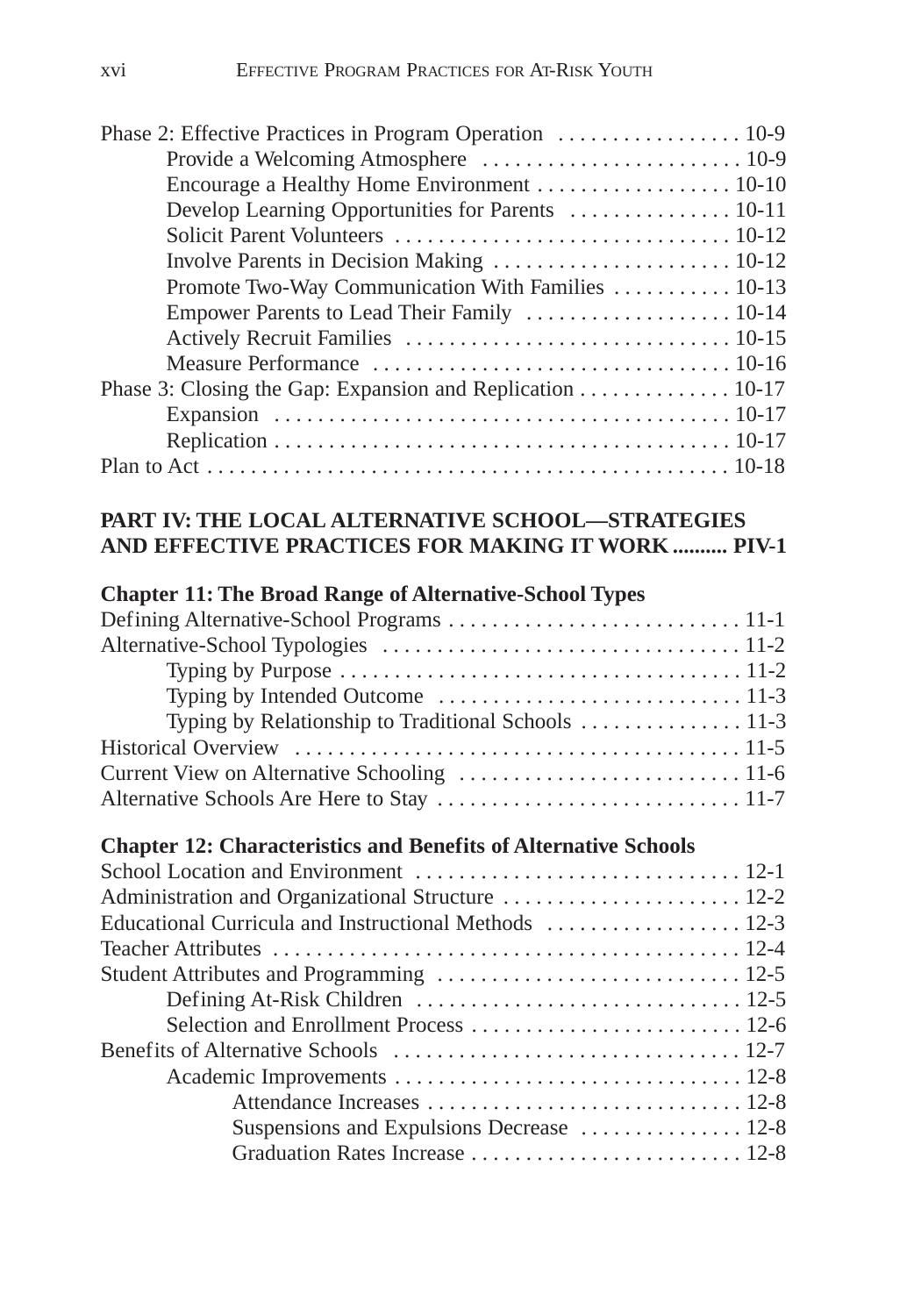Phase 2: Effective Practices in Program Operation . . . . . . . . . . . . . . . . . 10-9
- Provide a Welcoming Atmosphere . . . . . . . . . . . . . . . . . . . . . . . . 10-9
- Encourage a Healthy Home Environment . . . . . . . . . . . . . . . . . . 10-10
- Develop Learning Opportunities for Parents . . . . . . . . . . . . . . . 10-11
- Solicit Parent Volunteers . . . . . . . . . . . . . . . . . . . . . . . . . . . . . . 10-12
- Involve Parents in Decision Making . . . . . . . . . . . . . . . . . . . . . . 10-12
- Promote Two-Way Communication With Families . . . . . . . . . . . 10-13
- Empower Parents to Lead Their Family . . . . . . . . . . . . . . . . . . . 10-14
- Actively Recruit Families . . . . . . . . . . . . . . . . . . . . . . . . . . . . . . 10-15
- Measure Performance . . . . . . . . . . . . . . . . . . . . . . . . . . . . . . . . 10-16

Phase 3: Closing the Gap: Expansion and Replication . . . . . . . . . . . . . . 10-17
- Expansion . . . . . . . . . . . . . . . . . . . . . . . . . . . . . . . . . . . . . . . . . 10-17
- Replication . . . . . . . . . . . . . . . . . . . . . . . . . . . . . . . . . . . . . . . . . 10-17

Plan to Act . . . . . . . . . . . . . . . . . . . . . . . . . . . . . . . . . . . . . . . . . . . . . . . . 10-18

**PART IV: THE LOCAL ALTERNATIVE SCHOOL—STRATEGIES AND EFFECTIVE PRACTICES FOR MAKING IT WORK .......... PIV-1**

**Chapter 11: The Broad Range of Alternative-School Types**

Defining Alternative-School Programs . . . . . . . . . . . . . . . . . . . . . . . . . . . 11-1

Alternative-School Typologies . . . . . . . . . . . . . . . . . . . . . . . . . . . . . . . . 11-2
- Typing by Purpose . . . . . . . . . . . . . . . . . . . . . . . . . . . . . . . . . . . . 11-2
- Typing by Intended Outcome . . . . . . . . . . . . . . . . . . . . . . . . . . . 11-3
- Typing by Relationship to Traditional Schools . . . . . . . . . . . . . . . 11-3

Historical Overview . . . . . . . . . . . . . . . . . . . . . . . . . . . . . . . . . . . . . . . . . 11-5

Current View on Alternative Schooling . . . . . . . . . . . . . . . . . . . . . . . . . 11-6

Alternative Schools Are Here to Stay . . . . . . . . . . . . . . . . . . . . . . . . . . . 11-7

**Chapter 12: Characteristics and Benefits of Alternative Schools**

School Location and Environment . . . . . . . . . . . . . . . . . . . . . . . . . . . . . 12-1

Administration and Organizational Structure . . . . . . . . . . . . . . . . . . . . . 12-2

Educational Curricula and Instructional Methods . . . . . . . . . . . . . . . . . 12-3

Teacher Attributes . . . . . . . . . . . . . . . . . . . . . . . . . . . . . . . . . . . . . . . . . . 12-4

Student Attributes and Programming . . . . . . . . . . . . . . . . . . . . . . . . . . . 12-5
- Defining At-Risk Children . . . . . . . . . . . . . . . . . . . . . . . . . . . . . 12-5
- Selection and Enrollment Process . . . . . . . . . . . . . . . . . . . . . . . . 12-6

Benefits of Alternative Schools . . . . . . . . . . . . . . . . . . . . . . . . . . . . . . . . 12-7
- Academic Improvements . . . . . . . . . . . . . . . . . . . . . . . . . . . . . . . 12-8
  - Attendance Increases . . . . . . . . . . . . . . . . . . . . . . . . . . . . . 12-8
  - Suspensions and Expulsions Decrease . . . . . . . . . . . . . . . 12-8
  - Graduation Rates Increase . . . . . . . . . . . . . . . . . . . . . . . . . 12-8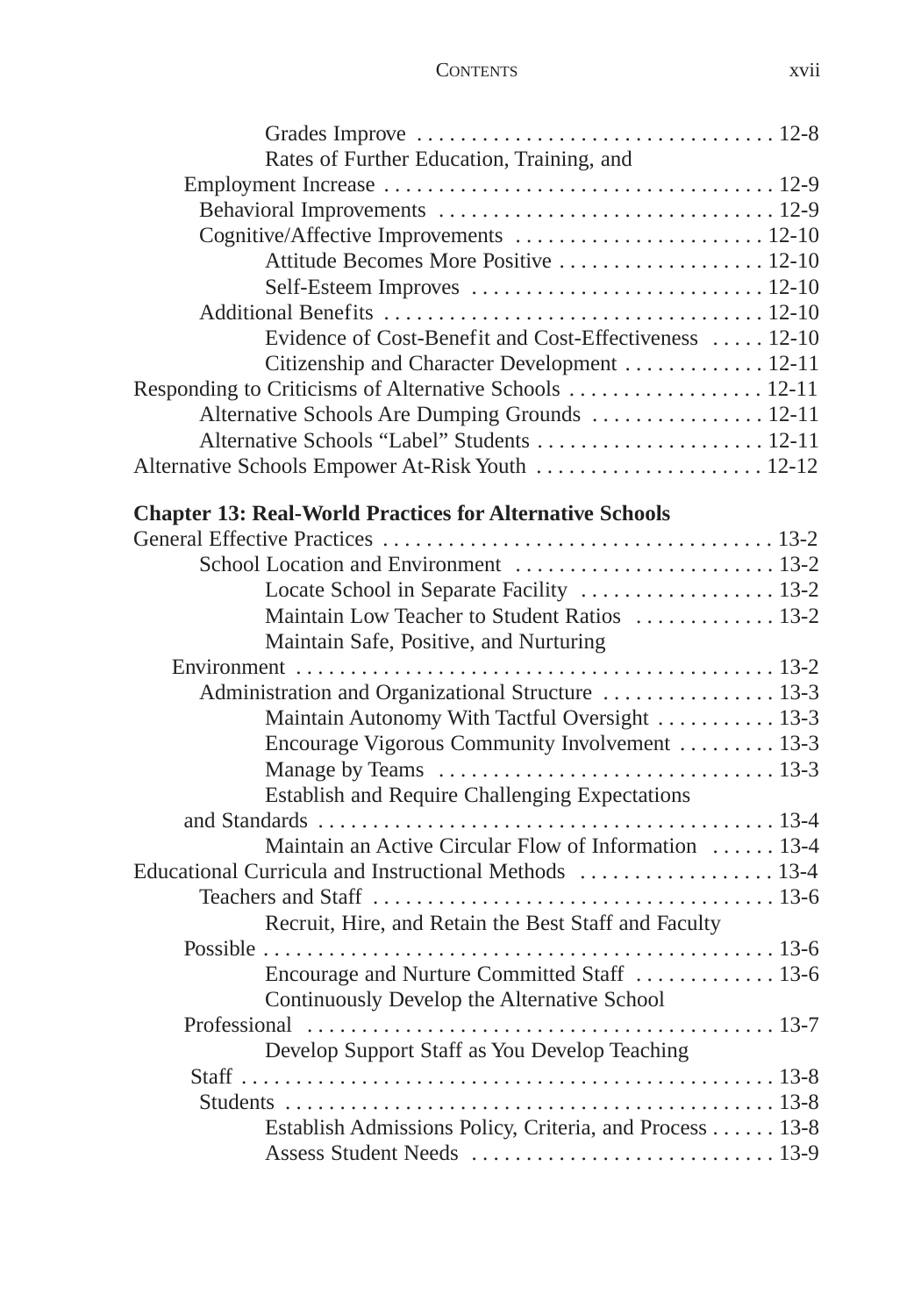Grades Improve . . . . . . . . . . . . . . . . . . . . . . . . . . . . . . . . 12-8
Rates of Further Education, Training, and Employment Increase . . . . . . . . . . . . . . . . . . . . . . . . . . . . . . . . . . . 12-9
Behavioral Improvements . . . . . . . . . . . . . . . . . . . . . . . . . . . . . . 12-9
Cognitive/Affective Improvements . . . . . . . . . . . . . . . . . . . . . . 12-10
Attitude Becomes More Positive . . . . . . . . . . . . . . . . . . . 12-10
Self-Esteem Improves . . . . . . . . . . . . . . . . . . . . . . . . . . 12-10
Additional Benefits . . . . . . . . . . . . . . . . . . . . . . . . . . . . . . . . . . 12-10
Evidence of Cost-Benefit and Cost-Effectiveness . . . . . 12-10
Citizenship and Character Development . . . . . . . . . . . . . 12-11
Responding to Criticisms of Alternative Schools . . . . . . . . . . . . . . . . . 12-11
Alternative Schools Are Dumping Grounds . . . . . . . . . . . . . . . . 12-11
Alternative Schools "Label" Students . . . . . . . . . . . . . . . . . . . . . 12-11
Alternative Schools Empower At-Risk Youth . . . . . . . . . . . . . . . . . . . . . 12-12

**Chapter 13: Real-World Practices for Alternative Schools**

General Effective Practices . . . . . . . . . . . . . . . . . . . . . . . . . . . . . . . . . . . 13-2
School Location and Environment . . . . . . . . . . . . . . . . . . . . . . . . 13-2
Locate School in Separate Facility . . . . . . . . . . . . . . . . . . 13-2
Maintain Low Teacher to Student Ratios . . . . . . . . . . . . . 13-2
Maintain Safe, Positive, and Nurturing Environment . . . . . . . . . . . . . . . . . . . . . . . . . . . . . . . . . . . . . . . . . . . . . . 13-2
Administration and Organizational Structure . . . . . . . . . . . . . . . . 13-3
Maintain Autonomy With Tactful Oversight . . . . . . . . . . . 13-3
Encourage Vigorous Community Involvement . . . . . . . . . 13-3
Manage by Teams . . . . . . . . . . . . . . . . . . . . . . . . . . . . . . 13-3
Establish and Require Challenging Expectations and Standards . . . . . . . . . . . . . . . . . . . . . . . . . . . . . . . . . . . . . . . . . . 13-4
Maintain an Active Circular Flow of Information . . . . . . 13-4
Educational Curricula and Instructional Methods . . . . . . . . . . . . . . . . . . 13-4
Teachers and Staff . . . . . . . . . . . . . . . . . . . . . . . . . . . . . . . . . . . . . 13-6
Recruit, Hire, and Retain the Best Staff and Faculty Possible . . . . . . . . . . . . . . . . . . . . . . . . . . . . . . . . . . . . . . . . . . . . . . . 13-6
Encourage and Nurture Committed Staff . . . . . . . . . . . . . 13-6
Continuously Develop the Alternative School Professional . . . . . . . . . . . . . . . . . . . . . . . . . . . . . . . . . . . . . . . . . . . 13-7
Develop Support Staff as You Develop Teaching Staff . . . . . . . . . . . . . . . . . . . . . . . . . . . . . . . . . . . . . . . . . . . . . . . . . . 13-8
Students . . . . . . . . . . . . . . . . . . . . . . . . . . . . . . . . . . . . . . . . . . . . . 13-8
Establish Admissions Policy, Criteria, and Process . . . . . . 13-8
Assess Student Needs . . . . . . . . . . . . . . . . . . . . . . . . . . . 13-9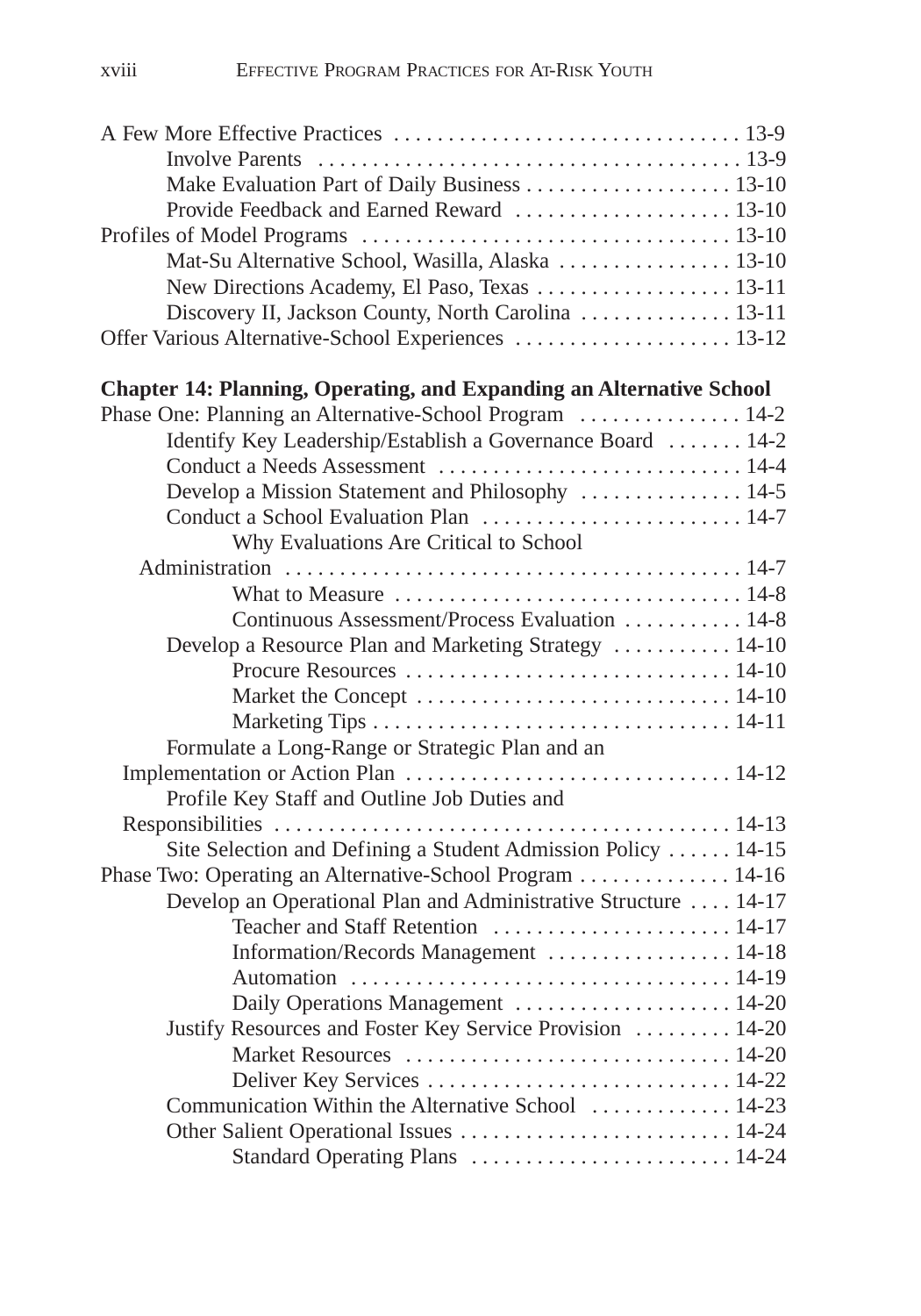A Few More Effective Practices . . . . . . . . . . . . . . . . . . . . . . . . . . . . . . . . 13-9
- Involve Parents . . . . . . . . . . . . . . . . . . . . . . . . . . . . . . . . . . . . . . . 13-9
- Make Evaluation Part of Daily Business . . . . . . . . . . . . . . . . . . . 13-10
- Provide Feedback and Earned Reward . . . . . . . . . . . . . . . . . . . . 13-10

Profiles of Model Programs . . . . . . . . . . . . . . . . . . . . . . . . . . . . . . . . . 13-10
- Mat-Su Alternative School, Wasilla, Alaska . . . . . . . . . . . . . . . . 13-10
- New Directions Academy, El Paso, Texas . . . . . . . . . . . . . . . . . . 13-11
- Discovery II, Jackson County, North Carolina . . . . . . . . . . . . . . 13-11

Offer Various Alternative-School Experiences . . . . . . . . . . . . . . . . . . . . 13-12

**Chapter 14: Planning, Operating, and Expanding an Alternative School**

Phase One: Planning an Alternative-School Program . . . . . . . . . . . . . . . 14-2
- Identify Key Leadership/Establish a Governance Board . . . . . . . 14-2
- Conduct a Needs Assessment . . . . . . . . . . . . . . . . . . . . . . . . . . . . 14-4
- Develop a Mission Statement and Philosophy . . . . . . . . . . . . . . . 14-5
- Conduct a School Evaluation Plan . . . . . . . . . . . . . . . . . . . . . . . . 14-7
  - Why Evaluations Are Critical to School Administration . . . . . . . . . . . . . . . . . . . . . . . . . . . . . . . . . . . . . . . . . . 14-7
  - What to Measure . . . . . . . . . . . . . . . . . . . . . . . . . . . . . . . . 14-8
  - Continuous Assessment/Process Evaluation . . . . . . . . . . . 14-8
- Develop a Resource Plan and Marketing Strategy . . . . . . . . . . . 14-10
  - Procure Resources . . . . . . . . . . . . . . . . . . . . . . . . . . . . . . 14-10
  - Market the Concept . . . . . . . . . . . . . . . . . . . . . . . . . . . . . 14-10
  - Marketing Tips . . . . . . . . . . . . . . . . . . . . . . . . . . . . . . . . . 14-11
- Formulate a Long-Range or Strategic Plan and an Implementation or Action Plan . . . . . . . . . . . . . . . . . . . . . . . . . . . . . . 14-12
- Profile Key Staff and Outline Job Duties and Responsibilities . . . . . . . . . . . . . . . . . . . . . . . . . . . . . . . . . . . . . . . . . . 14-13
- Site Selection and Defining a Student Admission Policy . . . . . . 14-15

Phase Two: Operating an Alternative-School Program . . . . . . . . . . . . . . 14-16
- Develop an Operational Plan and Administrative Structure . . . . 14-17
  - Teacher and Staff Retention . . . . . . . . . . . . . . . . . . . . . . 14-17
  - Information/Records Management . . . . . . . . . . . . . . . . . 14-18
  - Automation . . . . . . . . . . . . . . . . . . . . . . . . . . . . . . . . . . . 14-19
  - Daily Operations Management . . . . . . . . . . . . . . . . . . . . 14-20
- Justify Resources and Foster Key Service Provision . . . . . . . . . 14-20
  - Market Resources . . . . . . . . . . . . . . . . . . . . . . . . . . . . . . 14-20
  - Deliver Key Services . . . . . . . . . . . . . . . . . . . . . . . . . . . . 14-22
- Communication Within the Alternative School . . . . . . . . . . . . . 14-23
- Other Salient Operational Issues . . . . . . . . . . . . . . . . . . . . . . . . . . 14-24
  - Standard Operating Plans . . . . . . . . . . . . . . . . . . . . . . . . 14-24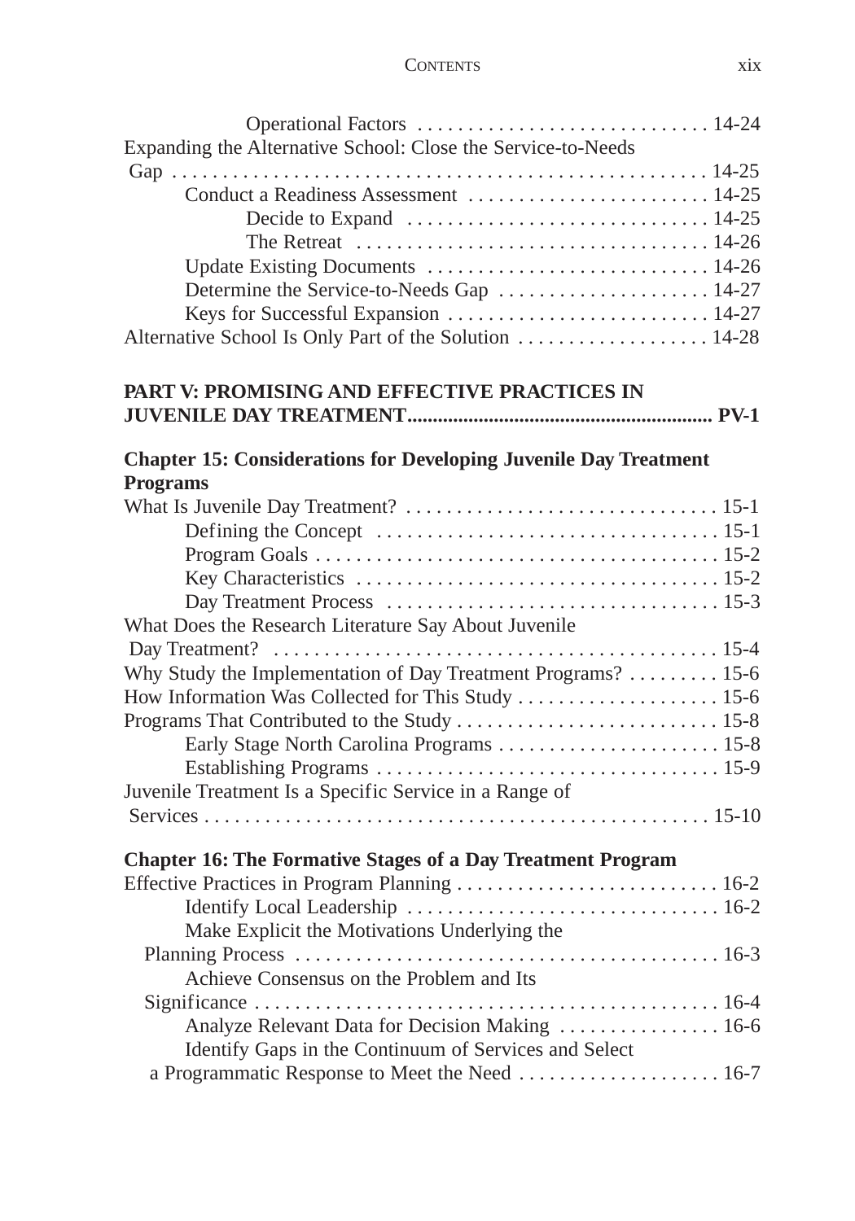Operational Factors . . . . . . . . . . . . . . . . . . . . . . . . . . . . 14-24

Expanding the Alternative School: Close the Service-to-Needs Gap . . . . . . . . . . . . . . . . . . . . . . . . . . . . . . . . . . . . . . . . . . . . . . . . . . . . 14-25

Conduct a Readiness Assessment . . . . . . . . . . . . . . . . . . . . . . . 14-25

Decide to Expand . . . . . . . . . . . . . . . . . . . . . . . . . . . . 14-25

The Retreat . . . . . . . . . . . . . . . . . . . . . . . . . . . . . . . . . 14-26

Update Existing Documents . . . . . . . . . . . . . . . . . . . . . . . . . . . 14-26

Determine the Service-to-Needs Gap . . . . . . . . . . . . . . . . . . . . 14-27

Keys for Successful Expansion . . . . . . . . . . . . . . . . . . . . . . . . . 14-27

Alternative School Is Only Part of the Solution . . . . . . . . . . . . . . . . . . . 14-28

**PART V: PROMISING AND EFFECTIVE PRACTICES IN JUVENILE DAY TREATMENT.......................................................... PV-1**

**Chapter 15: Considerations for Developing Juvenile Day Treatment Programs**

What Is Juvenile Day Treatment? . . . . . . . . . . . . . . . . . . . . . . . . . . . . . . 15-1

Defining the Concept . . . . . . . . . . . . . . . . . . . . . . . . . . . . . . . . . 15-1

Program Goals . . . . . . . . . . . . . . . . . . . . . . . . . . . . . . . . . . . . . . . 15-2

Key Characteristics . . . . . . . . . . . . . . . . . . . . . . . . . . . . . . . . . . . 15-2

Day Treatment Process . . . . . . . . . . . . . . . . . . . . . . . . . . . . . . . . 15-3

What Does the Research Literature Say About Juvenile Day Treatment? . . . . . . . . . . . . . . . . . . . . . . . . . . . . . . . . . . . . . . . . . . . . 15-4

Why Study the Implementation of Day Treatment Programs? . . . . . . . . . 15-6

How Information Was Collected for This Study . . . . . . . . . . . . . . . . . . . 15-6

Programs That Contributed to the Study . . . . . . . . . . . . . . . . . . . . . . . . . 15-8

Early Stage North Carolina Programs . . . . . . . . . . . . . . . . . . . . . 15-8

Establishing Programs . . . . . . . . . . . . . . . . . . . . . . . . . . . . . . . . . 15-9

Juvenile Treatment Is a Specific Service in a Range of Services . . . . . . . . . . . . . . . . . . . . . . . . . . . . . . . . . . . . . . . . . . . . . . . . . . 15-10

**Chapter 16: The Formative Stages of a Day Treatment Program**

Effective Practices in Program Planning . . . . . . . . . . . . . . . . . . . . . . . . . 16-2

Identify Local Leadership . . . . . . . . . . . . . . . . . . . . . . . . . . . . . . 16-2

Make Explicit the Motivations Underlying the Planning Process . . . . . . . . . . . . . . . . . . . . . . . . . . . . . . . . . . . . . . . . . . 16-3

Achieve Consensus on the Problem and Its Significance . . . . . . . . . . . . . . . . . . . . . . . . . . . . . . . . . . . . . . . . . . . . . . 16-4

Analyze Relevant Data for Decision Making . . . . . . . . . . . . . . . . 16-6

Identify Gaps in the Continuum of Services and Select a Programmatic Response to Meet the Need . . . . . . . . . . . . . . . . . . . . 16-7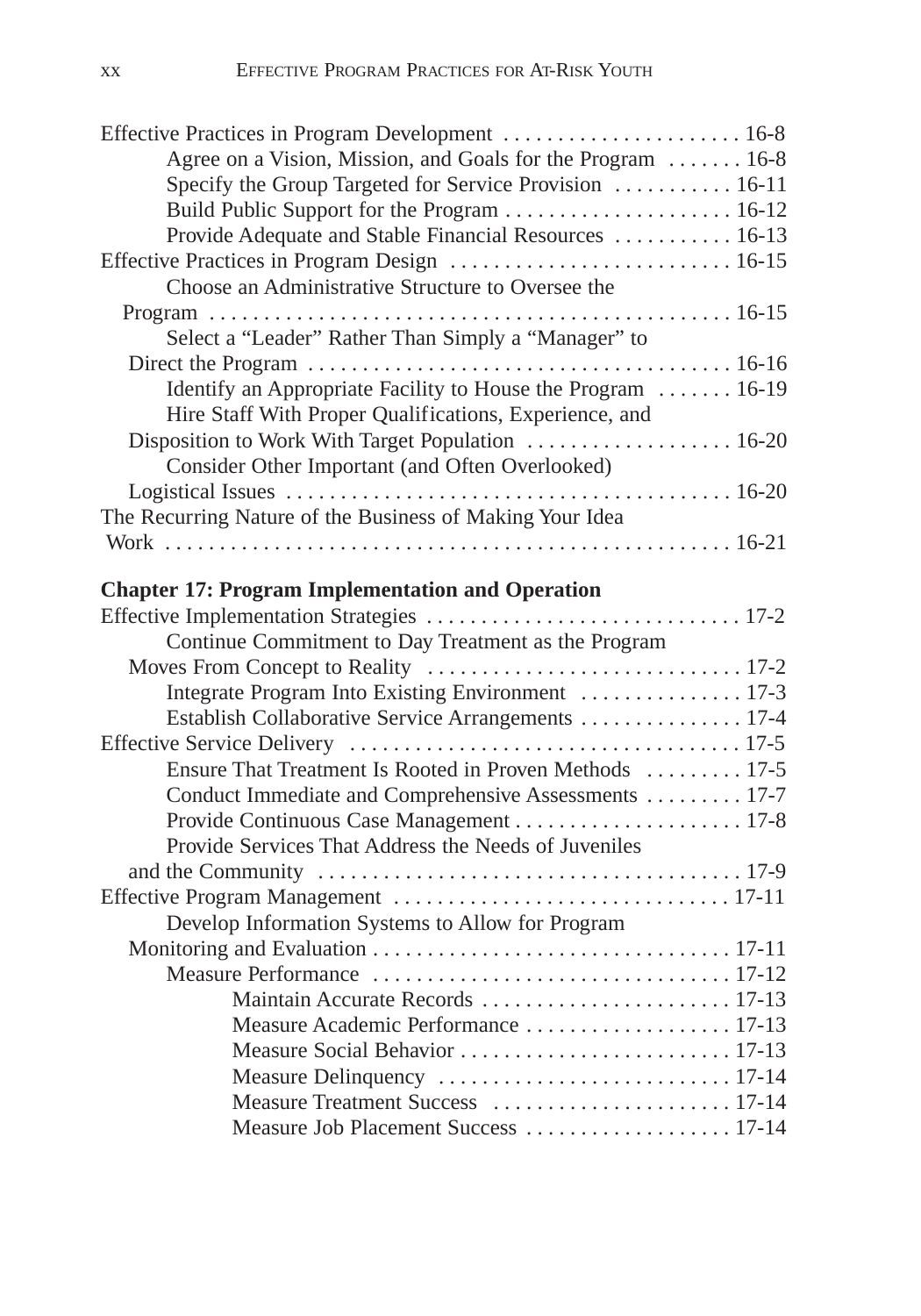Effective Practices in Program Development . . . . . . . . . . . . . . . . . . . . . . 16-8
- Agree on a Vision, Mission, and Goals for the Program . . . . . . . 16-8
- Specify the Group Targeted for Service Provision . . . . . . . . . . . 16-11
- Build Public Support for the Program . . . . . . . . . . . . . . . . . . . . . 16-12
- Provide Adequate and Stable Financial Resources . . . . . . . . . . . 16-13

Effective Practices in Program Design . . . . . . . . . . . . . . . . . . . . . . . . . . 16-15
- Choose an Administrative Structure to Oversee the Program . . . . . . . . . . . . . . . . . . . . . . . . . . . . . . . . . . . . . . . . . . . . . . . . 16-15
- Select a "Leader" Rather Than Simply a "Manager" to Direct the Program . . . . . . . . . . . . . . . . . . . . . . . . . . . . . . . . . . . . . . 16-16
- Identify an Appropriate Facility to House the Program . . . . . . . 16-19
- Hire Staff With Proper Qualifications, Experience, and Disposition to Work With Target Population . . . . . . . . . . . . . . . . . . . 16-20
- Consider Other Important (and Often Overlooked) Logistical Issues . . . . . . . . . . . . . . . . . . . . . . . . . . . . . . . . . . . . . . . . . 16-20

The Recurring Nature of the Business of Making Your Idea Work . . . . . . . . . . . . . . . . . . . . . . . . . . . . . . . . . . . . . . . . . . . . . . . . . . . . 16-21

**Chapter 17: Program Implementation and Operation**

Effective Implementation Strategies . . . . . . . . . . . . . . . . . . . . . . . . . . . . . 17-2
- Continue Commitment to Day Treatment as the Program Moves From Concept to Reality . . . . . . . . . . . . . . . . . . . . . . . . . . . . . 17-2
- Integrate Program Into Existing Environment . . . . . . . . . . . . . . . 17-3
- Establish Collaborative Service Arrangements . . . . . . . . . . . . . . . 17-4

Effective Service Delivery . . . . . . . . . . . . . . . . . . . . . . . . . . . . . . . . . . . . 17-5
- Ensure That Treatment Is Rooted in Proven Methods . . . . . . . . . 17-5
- Conduct Immediate and Comprehensive Assessments . . . . . . . . . 17-7
- Provide Continuous Case Management . . . . . . . . . . . . . . . . . . . . . 17-8
- Provide Services That Address the Needs of Juveniles and the Community . . . . . . . . . . . . . . . . . . . . . . . . . . . . . . . . . . . . . . . 17-9

Effective Program Management . . . . . . . . . . . . . . . . . . . . . . . . . . . . . . . 17-11
- Develop Information Systems to Allow for Program Monitoring and Evaluation . . . . . . . . . . . . . . . . . . . . . . . . . . . . . . . . . 17-11
- Measure Performance . . . . . . . . . . . . . . . . . . . . . . . . . . . . . . . . . 17-12
  - Maintain Accurate Records . . . . . . . . . . . . . . . . . . . . . . . 17-13
  - Measure Academic Performance . . . . . . . . . . . . . . . . . . . 17-13
  - Measure Social Behavior . . . . . . . . . . . . . . . . . . . . . . . . . 17-13
  - Measure Delinquency . . . . . . . . . . . . . . . . . . . . . . . . . . . 17-14
  - Measure Treatment Success . . . . . . . . . . . . . . . . . . . . . . 17-14
  - Measure Job Placement Success . . . . . . . . . . . . . . . . . . . 17-14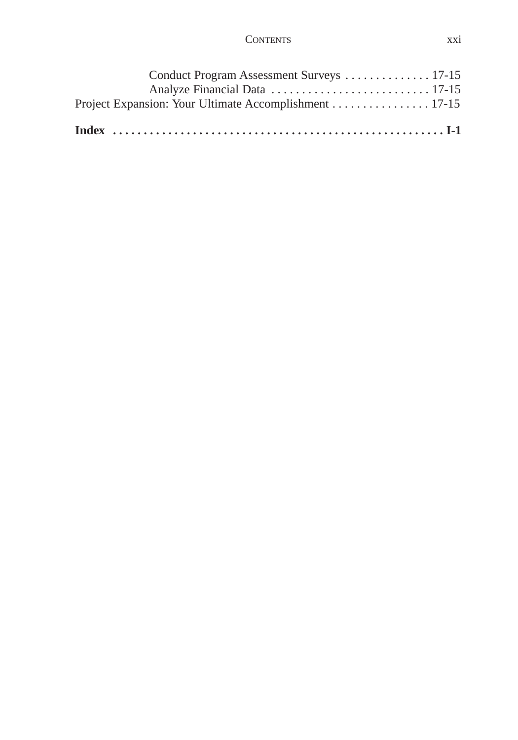Conduct Program Assessment Surveys . . . . . . . . . . . . . . 17-15
Analyze Financial Data . . . . . . . . . . . . . . . . . . . . . . . . . . 17-15
Project Expansion: Your Ultimate Accomplishment . . . . . . . . . . . . . . . . 17-15

**Index . . . . . . . . . . . . . . . . . . . . . . . . . . . . . . . . . . . . . . . . . . . . . . . . . . . . . I-1**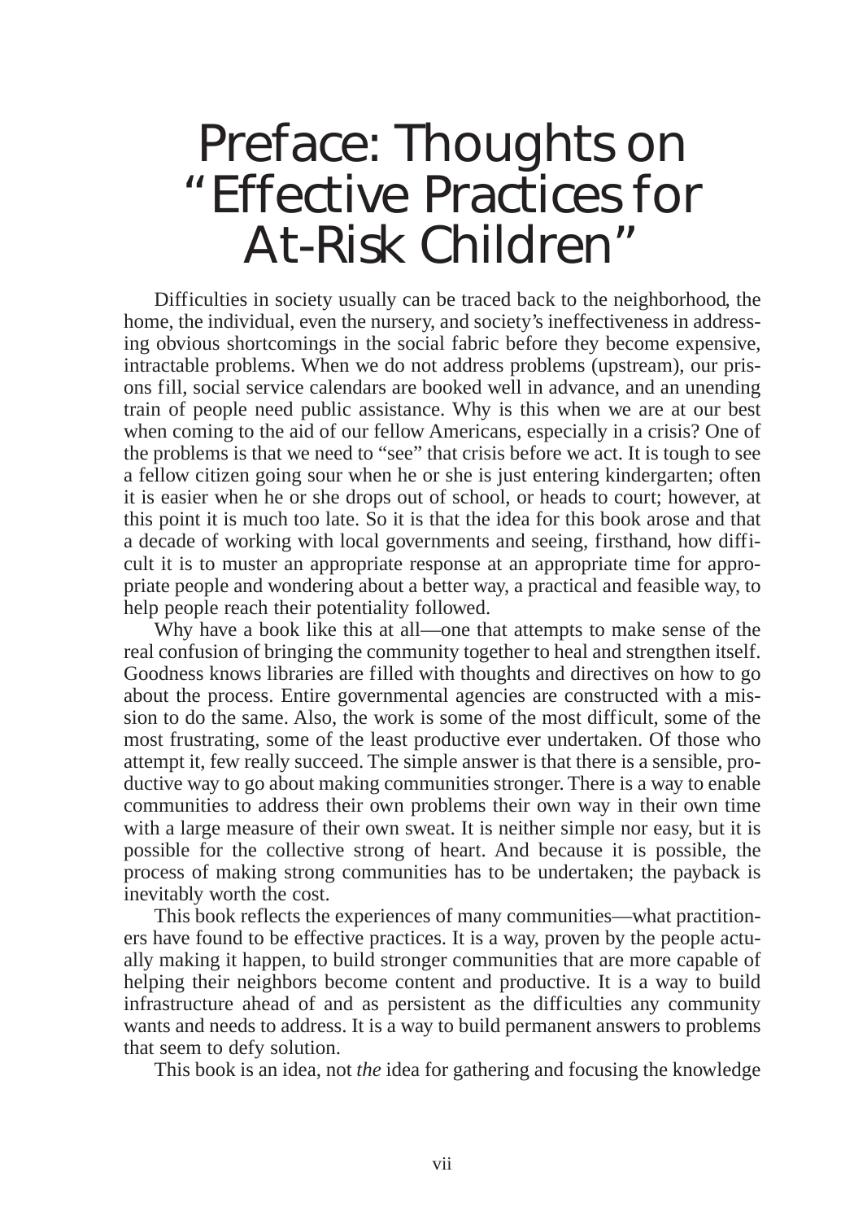# Preface: Thoughts on "Effective Practices for At-Risk Children"

Difficulties in society usually can be traced back to the neighborhood, the home, the individual, even the nursery, and society's ineffectiveness in addressing obvious shortcomings in the social fabric before they become expensive, intractable problems. When we do not address problems (upstream), our prisons fill, social service calendars are booked well in advance, and an unending train of people need public assistance. Why is this when we are at our best when coming to the aid of our fellow Americans, especially in a crisis? One of the problems is that we need to "see" that crisis before we act. It is tough to see a fellow citizen going sour when he or she is just entering kindergarten; often it is easier when he or she drops out of school, or heads to court; however, at this point it is much too late. So it is that the idea for this book arose and that a decade of working with local governments and seeing, firsthand, how difficult it is to muster an appropriate response at an appropriate time for appropriate people and wondering about a better way, a practical and feasible way, to help people reach their potentiality followed.

Why have a book like this at all—one that attempts to make sense of the real confusion of bringing the community together to heal and strengthen itself. Goodness knows libraries are filled with thoughts and directives on how to go about the process. Entire governmental agencies are constructed with a mission to do the same. Also, the work is some of the most difficult, some of the most frustrating, some of the least productive ever undertaken. Of those who attempt it, few really succeed. The simple answer is that there is a sensible, productive way to go about making communities stronger. There is a way to enable communities to address their own problems their own way in their own time with a large measure of their own sweat. It is neither simple nor easy, but it is possible for the collective strong of heart. And because it is possible, the process of making strong communities has to be undertaken; the payback is inevitably worth the cost.

This book reflects the experiences of many communities—what practitioners have found to be effective practices. It is a way, proven by the people actually making it happen, to build stronger communities that are more capable of helping their neighbors become content and productive. It is a way to build infrastructure ahead of and as persistent as the difficulties any community wants and needs to address. It is a way to build permanent answers to problems that seem to defy solution.

This book is an idea, not *the* idea for gathering and focusing the knowledge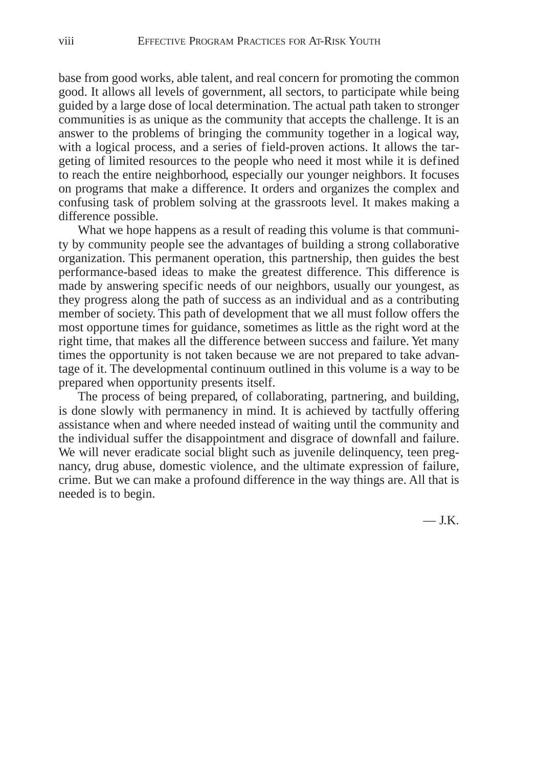base from good works, able talent, and real concern for promoting the common good. It allows all levels of government, all sectors, to participate while being guided by a large dose of local determination. The actual path taken to stronger communities is as unique as the community that accepts the challenge. It is an answer to the problems of bringing the community together in a logical way, with a logical process, and a series of field-proven actions. It allows the targeting of limited resources to the people who need it most while it is defined to reach the entire neighborhood, especially our younger neighbors. It focuses on programs that make a difference. It orders and organizes the complex and confusing task of problem solving at the grassroots level. It makes making a difference possible.

What we hope happens as a result of reading this volume is that community by community people see the advantages of building a strong collaborative organization. This permanent operation, this partnership, then guides the best performance-based ideas to make the greatest difference. This difference is made by answering specific needs of our neighbors, usually our youngest, as they progress along the path of success as an individual and as a contributing member of society. This path of development that we all must follow offers the most opportune times for guidance, sometimes as little as the right word at the right time, that makes all the difference between success and failure. Yet many times the opportunity is not taken because we are not prepared to take advantage of it. The developmental continuum outlined in this volume is a way to be prepared when opportunity presents itself.

The process of being prepared, of collaborating, partnering, and building, is done slowly with permanency in mind. It is achieved by tactfully offering assistance when and where needed instead of waiting until the community and the individual suffer the disappointment and disgrace of downfall and failure. We will never eradicate social blight such as juvenile delinquency, teen pregnancy, drug abuse, domestic violence, and the ultimate expression of failure, crime. But we can make a profound difference in the way things are. All that is needed is to begin.

— J.K.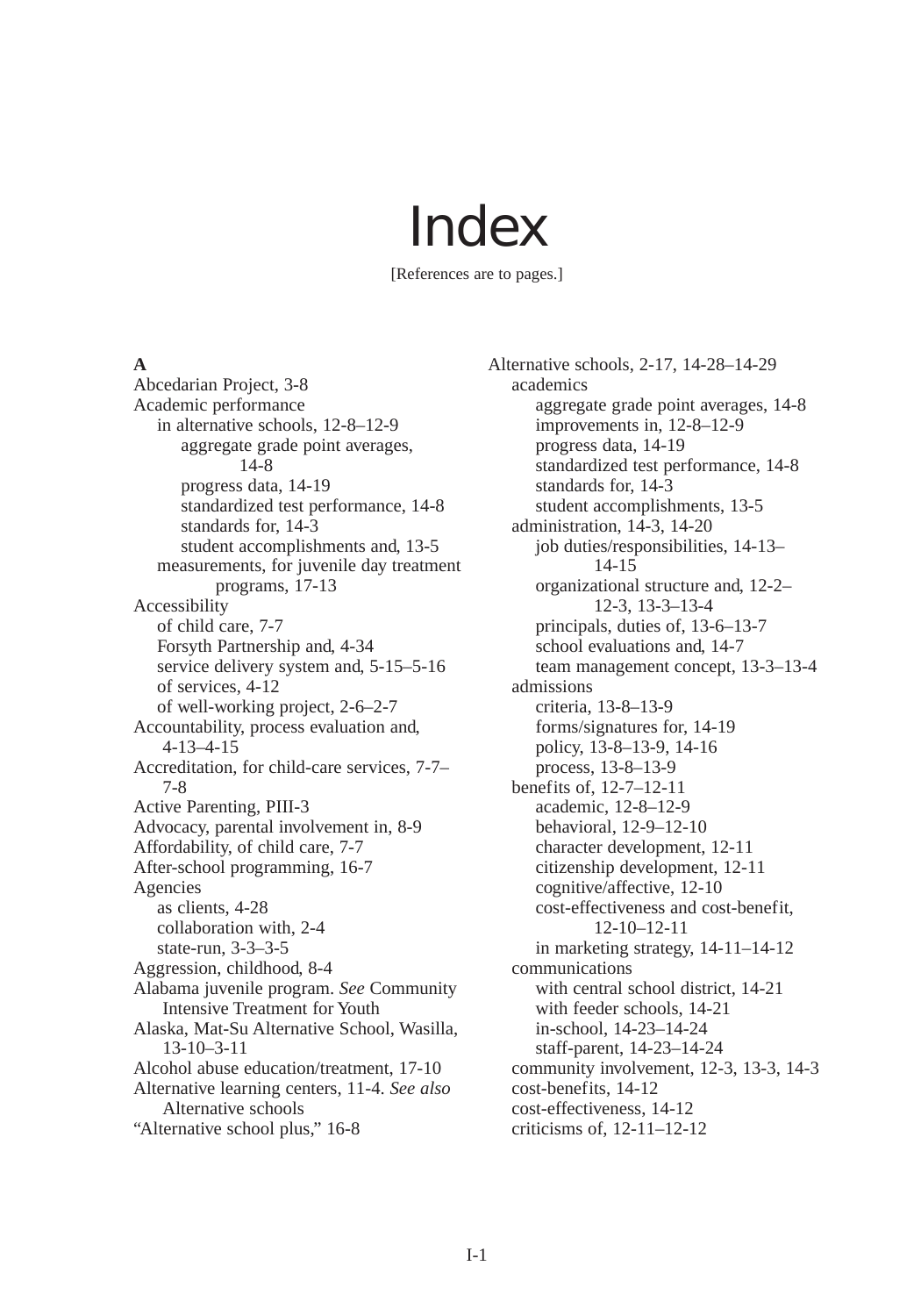# Index

[References are to pages.]

**A**

Abcedarian Project, 3-8
Academic performance
- in alternative schools, 12-8–12-9
  - aggregate grade point averages, 14-8
  - progress data, 14-19
  - standardized test performance, 14-8
  - standards for, 14-3
  - student accomplishments and, 13-5
- measurements, for juvenile day treatment programs, 17-13

Accessibility
- of child care, 7-7
- Forsyth Partnership and, 4-34
- service delivery system and, 5-15–5-16
- of services, 4-12
- of well-working project, 2-6–2-7

Accountability, process evaluation and, 4-13–4-15
Accreditation, for child-care services, 7-7–7-8
Active Parenting, PIII-3
Advocacy, parental involvement in, 8-9
Affordability, of child care, 7-7
After-school programming, 16-7
Agencies
- as clients, 4-28
- collaboration with, 2-4
- state-run, 3-3–3-5

Aggression, childhood, 8-4
Alabama juvenile program. *See* Community Intensive Treatment for Youth
Alaska, Mat-Su Alternative School, Wasilla, 13-10–3-11
Alcohol abuse education/treatment, 17-10
Alternative learning centers, 11-4. *See also* Alternative schools
"Alternative school plus," 16-8
Alternative schools, 2-17, 14-28–14-29
- academics
  - aggregate grade point averages, 14-8
  - improvements in, 12-8–12-9
  - progress data, 14-19
  - standardized test performance, 14-8
  - standards for, 14-3
  - student accomplishments, 13-5
- administration, 14-3, 14-20
  - job duties/responsibilities, 14-13–14-15
  - organizational structure and, 12-2–12-3, 13-3–13-4
  - principals, duties of, 13-6–13-7
  - school evaluations and, 14-7
  - team management concept, 13-3–13-4
- admissions
  - criteria, 13-8–13-9
  - forms/signatures for, 14-19
  - policy, 13-8–13-9, 14-16
  - process, 13-8–13-9
- benefits of, 12-7–12-11
  - academic, 12-8–12-9
  - behavioral, 12-9–12-10
  - character development, 12-11
  - citizenship development, 12-11
  - cognitive/affective, 12-10
  - cost-effectiveness and cost-benefit, 12-10–12-11
  - in marketing strategy, 14-11–14-12
- communications
  - with central school district, 14-21
  - with feeder schools, 14-21
  - in-school, 14-23–14-24
  - staff-parent, 14-23–14-24
- community involvement, 12-3, 13-3, 14-3
- cost-benefits, 14-12
- cost-effectiveness, 14-12
- criticisms of, 12-11–12-12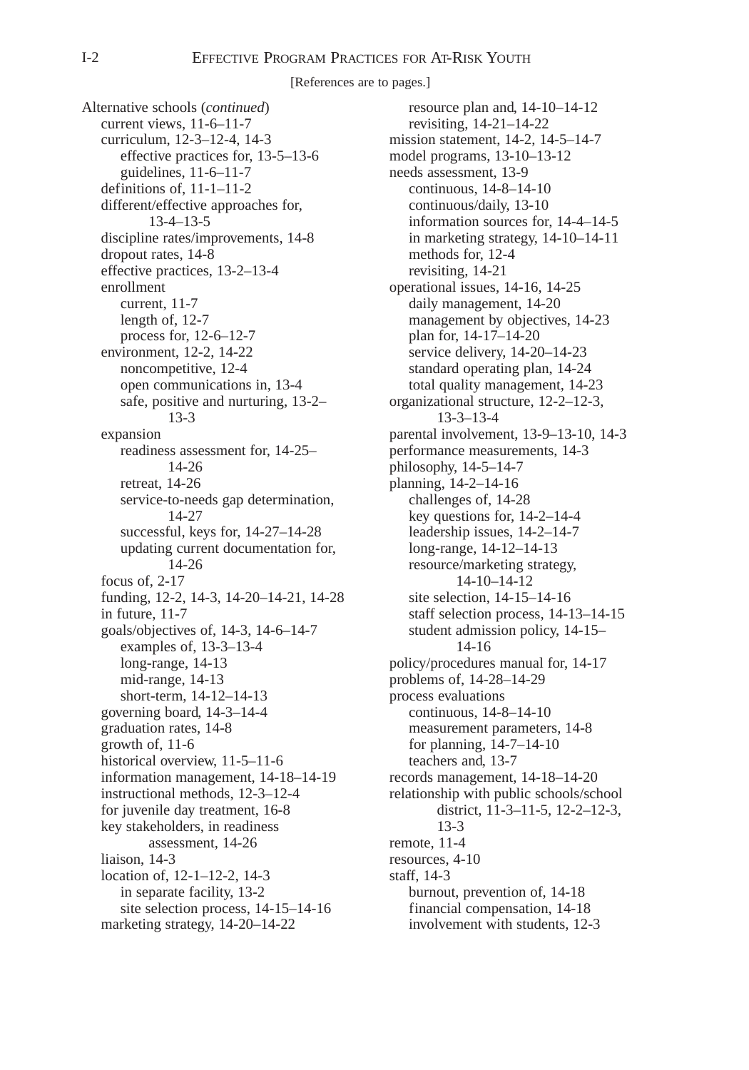[References are to pages.]

Alternative schools (*continued*)
- current views, 11-6–11-7
- curriculum, 12-3–12-4, 14-3
  - effective practices for, 13-5–13-6
  - guidelines, 11-6–11-7
- definitions of, 11-1–11-2
- different/effective approaches for, 13-4–13-5
- discipline rates/improvements, 14-8
- dropout rates, 14-8
- effective practices, 13-2–13-4
- enrollment
  - current, 11-7
  - length of, 12-7
  - process for, 12-6–12-7
- environment, 12-2, 14-22
  - noncompetitive, 12-4
  - open communications in, 13-4
  - safe, positive and nurturing, 13-2–13-3
- expansion
  - readiness assessment for, 14-25–14-26
  - retreat, 14-26
  - service-to-needs gap determination, 14-27
  - successful, keys for, 14-27–14-28
  - updating current documentation for, 14-26
- focus of, 2-17
- funding, 12-2, 14-3, 14-20–14-21, 14-28
- in future, 11-7
- goals/objectives of, 14-3, 14-6–14-7
  - examples of, 13-3–13-4
  - long-range, 14-13
  - mid-range, 14-13
  - short-term, 14-12–14-13
- governing board, 14-3–14-4
- graduation rates, 14-8
- growth of, 11-6
- historical overview, 11-5–11-6
- information management, 14-18–14-19
- instructional methods, 12-3–12-4
- for juvenile day treatment, 16-8
- key stakeholders, in readiness assessment, 14-26
- liaison, 14-3
- location of, 12-1–12-2, 14-3
  - in separate facility, 13-2
  - site selection process, 14-15–14-16
- marketing strategy, 14-20–14-22
  - resource plan and, 14-10–14-12
  - revisiting, 14-21–14-22
- mission statement, 14-2, 14-5–14-7
- model programs, 13-10–13-12
- needs assessment, 13-9
  - continuous, 14-8–14-10
  - continuous/daily, 13-10
  - information sources for, 14-4–14-5
  - in marketing strategy, 14-10–14-11
  - methods for, 12-4
  - revisiting, 14-21
- operational issues, 14-16, 14-25
  - daily management, 14-20
  - management by objectives, 14-23
  - plan for, 14-17–14-20
  - service delivery, 14-20–14-23
  - standard operating plan, 14-24
  - total quality management, 14-23
- organizational structure, 12-2–12-3, 13-3–13-4
- parental involvement, 13-9–13-10, 14-3
- performance measurements, 14-3
- philosophy, 14-5–14-7
- planning, 14-2–14-16
  - challenges of, 14-28
  - key questions for, 14-2–14-4
  - leadership issues, 14-2–14-7
  - long-range, 14-12–14-13
  - resource/marketing strategy, 14-10–14-12
  - site selection, 14-15–14-16
  - staff selection process, 14-13–14-15
  - student admission policy, 14-15–14-16
- policy/procedures manual for, 14-17
- problems of, 14-28–14-29
- process evaluations
  - continuous, 14-8–14-10
  - measurement parameters, 14-8
  - for planning, 14-7–14-10
  - teachers and, 13-7
- records management, 14-18–14-20
- relationship with public schools/school district, 11-3–11-5, 12-2–12-3, 13-3
- remote, 11-4
- resources, 4-10
- staff, 14-3
  - burnout, prevention of, 14-18
  - financial compensation, 14-18
  - involvement with students, 12-3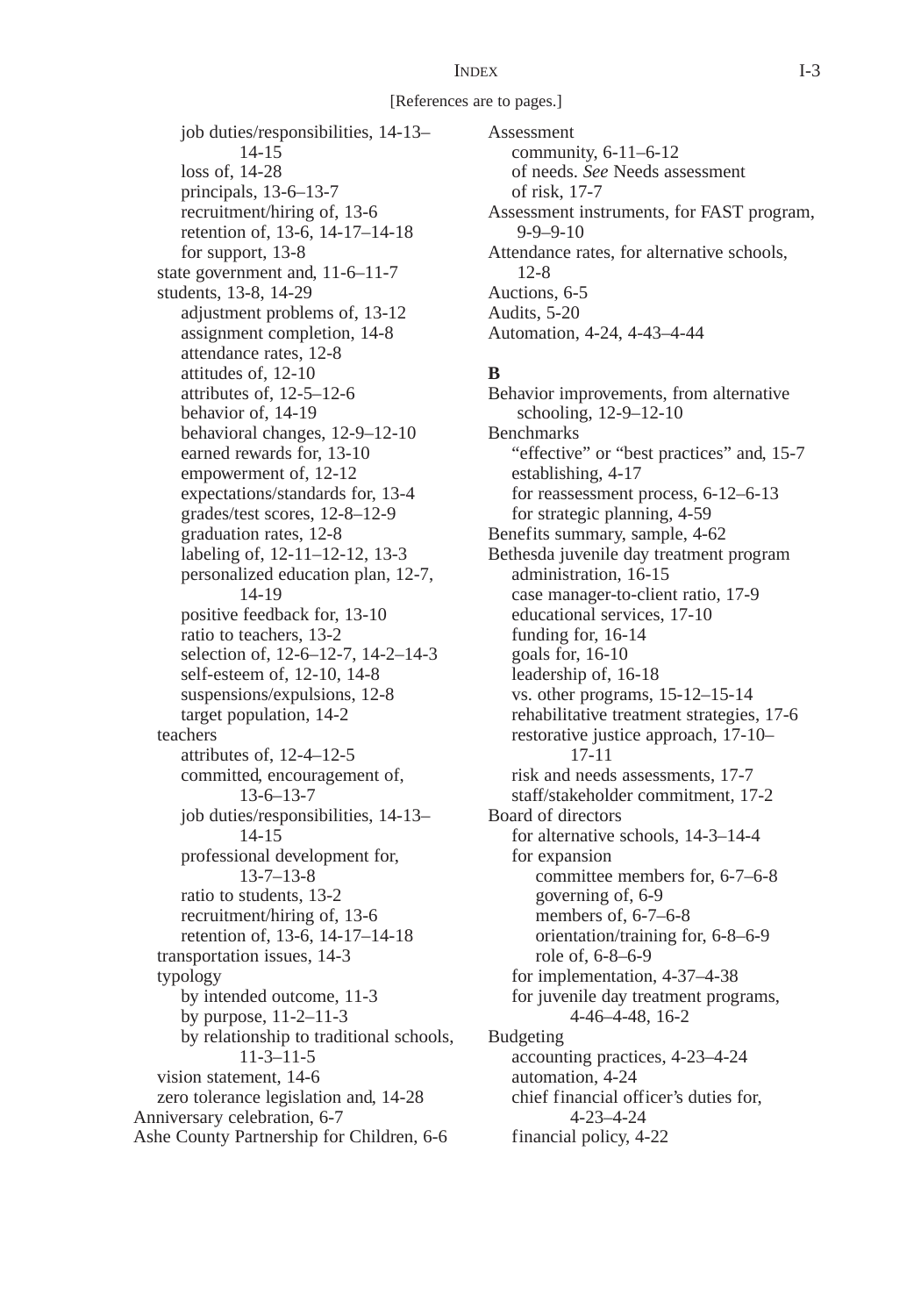[References are to pages.]

job duties/responsibilities, 14-13–14-15
loss of, 14-28
principals, 13-6–13-7
recruitment/hiring of, 13-6
retention of, 13-6, 14-17–14-18
for support, 13-8
state government and, 11-6–11-7
students, 13-8, 14-29
adjustment problems of, 13-12
assignment completion, 14-8
attendance rates, 12-8
attitudes of, 12-10
attributes of, 12-5–12-6
behavior of, 14-19
behavioral changes, 12-9–12-10
earned rewards for, 13-10
empowerment of, 12-12
expectations/standards for, 13-4
grades/test scores, 12-8–12-9
graduation rates, 12-8
labeling of, 12-11–12-12, 13-3
personalized education plan, 12-7, 14-19
positive feedback for, 13-10
ratio to teachers, 13-2
selection of, 12-6–12-7, 14-2–14-3
self-esteem of, 12-10, 14-8
suspensions/expulsions, 12-8
target population, 14-2
teachers
attributes of, 12-4–12-5
committed, encouragement of, 13-6–13-7
job duties/responsibilities, 14-13–14-15
professional development for, 13-7–13-8
ratio to students, 13-2
recruitment/hiring of, 13-6
retention of, 13-6, 14-17–14-18
transportation issues, 14-3
typology
by intended outcome, 11-3
by purpose, 11-2–11-3
by relationship to traditional schools, 11-3–11-5
vision statement, 14-6
zero tolerance legislation and, 14-28
Anniversary celebration, 6-7
Ashe County Partnership for Children, 6-6
Assessment
community, 6-11–6-12
of needs. *See* Needs assessment
of risk, 17-7
Assessment instruments, for FAST program, 9-9–9-10
Attendance rates, for alternative schools, 12-8
Auctions, 6-5
Audits, 5-20
Automation, 4-24, 4-43–4-44

**B**

Behavior improvements, from alternative schooling, 12-9–12-10
Benchmarks
"effective" or "best practices" and, 15-7
establishing, 4-17
for reassessment process, 6-12–6-13
for strategic planning, 4-59
Benefits summary, sample, 4-62
Bethesda juvenile day treatment program
administration, 16-15
case manager-to-client ratio, 17-9
educational services, 17-10
funding for, 16-14
goals for, 16-10
leadership of, 16-18
vs. other programs, 15-12–15-14
rehabilitative treatment strategies, 17-6
restorative justice approach, 17-10–17-11
risk and needs assessments, 17-7
staff/stakeholder commitment, 17-2
Board of directors
for alternative schools, 14-3–14-4
for expansion
committee members for, 6-7–6-8
governing of, 6-9
members of, 6-7–6-8
orientation/training for, 6-8–6-9
role of, 6-8–6-9
for implementation, 4-37–4-38
for juvenile day treatment programs, 4-46–4-48, 16-2
Budgeting
accounting practices, 4-23–4-24
automation, 4-24
chief financial officer's duties for, 4-23–4-24
financial policy, 4-22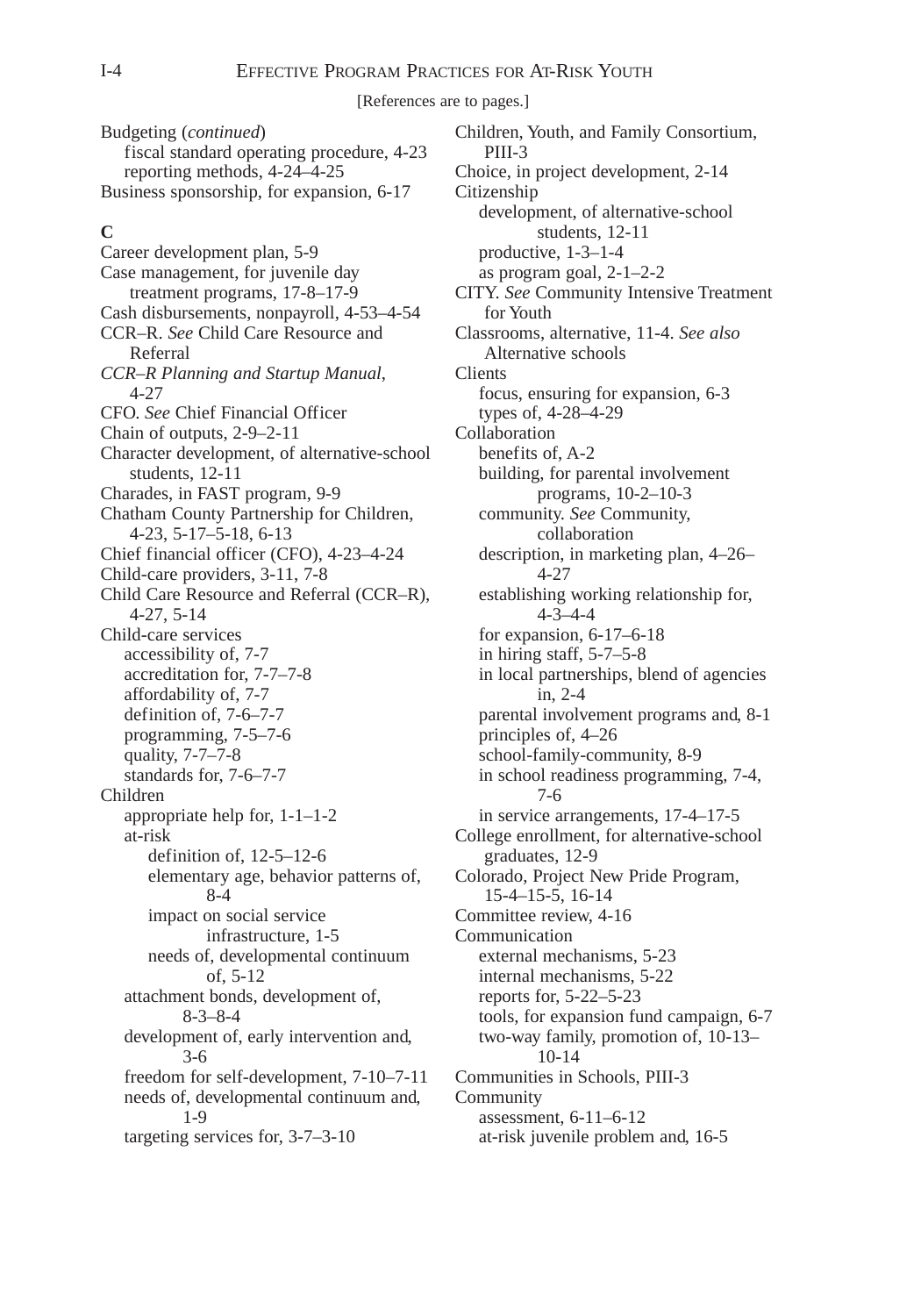[References are to pages.]

Budgeting (*continued*)
- fiscal standard operating procedure, 4-23
- reporting methods, 4-24–4-25

Business sponsorship, for expansion, 6-17

**C**

Career development plan, 5-9
Case management, for juvenile day treatment programs, 17-8–17-9
Cash disbursements, nonpayroll, 4-53–4-54
CCR–R. *See* Child Care Resource and Referral
*CCR–R Planning and Startup Manual*, 4-27
CFO. *See* Chief Financial Officer
Chain of outputs, 2-9–2-11
Character development, of alternative-school students, 12-11
Charades, in FAST program, 9-9
Chatham County Partnership for Children, 4-23, 5-17–5-18, 6-13
Chief financial officer (CFO), 4-23–4-24
Child-care providers, 3-11, 7-8
Child Care Resource and Referral (CCR–R), 4-27, 5-14
Child-care services
- accessibility of, 7-7
- accreditation for, 7-7–7-8
- affordability of, 7-7
- definition of, 7-6–7-7
- programming, 7-5–7-6
- quality, 7-7–7-8
- standards for, 7-6–7-7

Children
- appropriate help for, 1-1–1-2
- at-risk
  - definition of, 12-5–12-6
  - elementary age, behavior patterns of, 8-4
  - impact on social service infrastructure, 1-5
  - needs of, developmental continuum of, 5-12
- attachment bonds, development of, 8-3–8-4
- development of, early intervention and, 3-6
- freedom for self-development, 7-10–7-11
- needs of, developmental continuum and, 1-9
- targeting services for, 3-7–3-10

Children, Youth, and Family Consortium, PIII-3
Choice, in project development, 2-14
Citizenship
- development, of alternative-school students, 12-11
- productive, 1-3–1-4
- as program goal, 2-1–2-2

CITY. *See* Community Intensive Treatment for Youth
Classrooms, alternative, 11-4. *See also* Alternative schools
Clients
- focus, ensuring for expansion, 6-3
- types of, 4-28–4-29

Collaboration
- benefits of, A-2
- building, for parental involvement programs, 10-2–10-3
- community. *See* Community, collaboration
- description, in marketing plan, 4–26–4-27
- establishing working relationship for, 4-3–4-4
- for expansion, 6-17–6-18
- in hiring staff, 5-7–5-8
- in local partnerships, blend of agencies in, 2-4
- parental involvement programs and, 8-1
- principles of, 4–26
- school-family-community, 8-9
- in school readiness programming, 7-4, 7-6
- in service arrangements, 17-4–17-5

College enrollment, for alternative-school graduates, 12-9
Colorado, Project New Pride Program, 15-4–15-5, 16-14
Committee review, 4-16
Communication
- external mechanisms, 5-23
- internal mechanisms, 5-22
- reports for, 5-22–5-23
- tools, for expansion fund campaign, 6-7
- two-way family, promotion of, 10-13–10-14

Communities in Schools, PIII-3
Community
- assessment, 6-11–6-12
- at-risk juvenile problem and, 16-5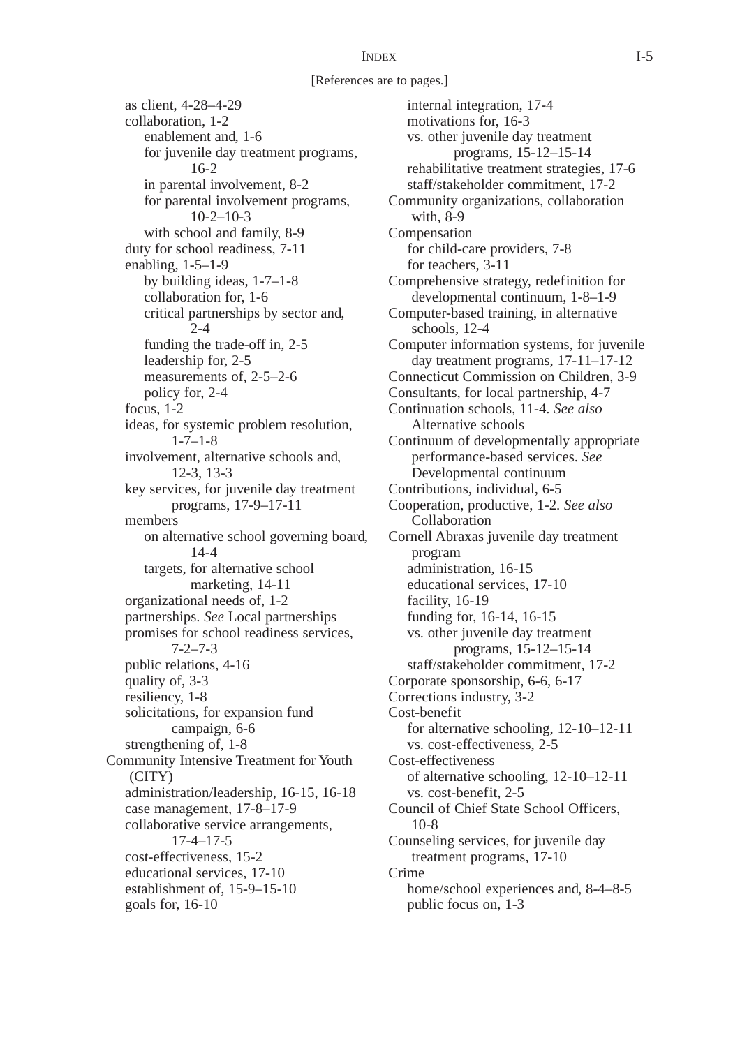[References are to pages.]

- as client, 4-28–4-29
- collaboration, 1-2
  - enablement and, 1-6
  - for juvenile day treatment programs, 16-2
  - in parental involvement, 8-2
  - for parental involvement programs, 10-2–10-3
  - with school and family, 8-9
- duty for school readiness, 7-11
- enabling, 1-5–1-9
  - by building ideas, 1-7–1-8
  - collaboration for, 1-6
  - critical partnerships by sector and, 2-4
  - funding the trade-off in, 2-5
  - leadership for, 2-5
  - measurements of, 2-5–2-6
  - policy for, 2-4
- focus, 1-2
- ideas, for systemic problem resolution, 1-7–1-8
- involvement, alternative schools and, 12-3, 13-3
- key services, for juvenile day treatment programs, 17-9–17-11
- members
  - on alternative school governing board, 14-4
  - targets, for alternative school marketing, 14-11
- organizational needs of, 1-2
- partnerships. *See* Local partnerships
- promises for school readiness services, 7-2–7-3
- public relations, 4-16
- quality of, 3-3
- resiliency, 1-8
- solicitations, for expansion fund campaign, 6-6
- strengthening of, 1-8

Community Intensive Treatment for Youth (CITY)
- administration/leadership, 16-15, 16-18
- case management, 17-8–17-9
- collaborative service arrangements, 17-4–17-5
- cost-effectiveness, 15-2
- educational services, 17-10
- establishment of, 15-9–15-10
- goals for, 16-10
- internal integration, 17-4
- motivations for, 16-3
- vs. other juvenile day treatment programs, 15-12–15-14
- rehabilitative treatment strategies, 17-6
- staff/stakeholder commitment, 17-2

Community organizations, collaboration with, 8-9

Compensation
- for child-care providers, 7-8
- for teachers, 3-11

Comprehensive strategy, redefinition for developmental continuum, 1-8–1-9

Computer-based training, in alternative schools, 12-4

Computer information systems, for juvenile day treatment programs, 17-11–17-12

Connecticut Commission on Children, 3-9

Consultants, for local partnership, 4-7

Continuation schools, 11-4. *See also* Alternative schools

Continuum of developmentally appropriate performance-based services. *See* Developmental continuum

Contributions, individual, 6-5

Cooperation, productive, 1-2. *See also* Collaboration

Cornell Abraxas juvenile day treatment program
- administration, 16-15
- educational services, 17-10
- facility, 16-19
- funding for, 16-14, 16-15
- vs. other juvenile day treatment programs, 15-12–15-14
- staff/stakeholder commitment, 17-2

Corporate sponsorship, 6-6, 6-17

Corrections industry, 3-2

Cost-benefit
- for alternative schooling, 12-10–12-11
- vs. cost-effectiveness, 2-5

Cost-effectiveness
- of alternative schooling, 12-10–12-11
- vs. cost-benefit, 2-5

Council of Chief State School Officers, 10-8

Counseling services, for juvenile day treatment programs, 17-10

Crime
- home/school experiences and, 8-4–8-5
- public focus on, 1-3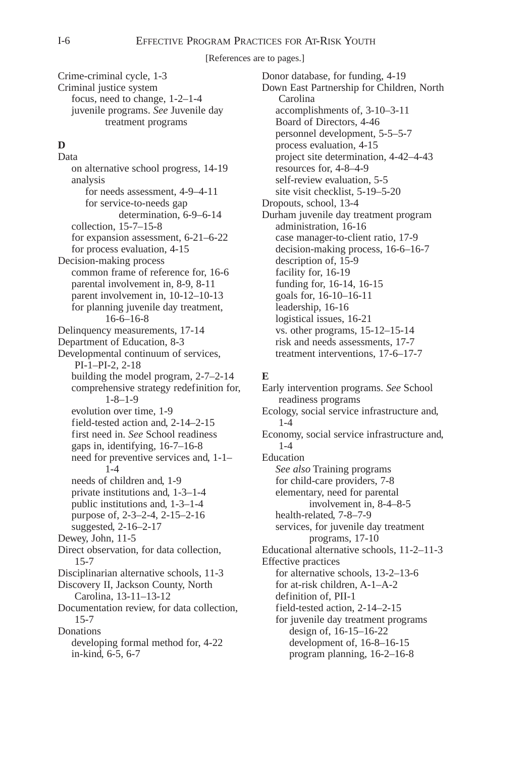[References are to pages.]

Crime-criminal cycle, 1-3
Criminal justice system
  focus, need to change, 1-2–1-4
  juvenile programs. *See* Juvenile day treatment programs

**D**

Data
  on alternative school progress, 14-19
  analysis
    for needs assessment, 4-9–4-11
    for service-to-needs gap determination, 6-9–6-14
  collection, 15-7–15-8
  for expansion assessment, 6-21–6-22
  for process evaluation, 4-15
Decision-making process
  common frame of reference for, 16-6
  parental involvement in, 8-9, 8-11
  parent involvement in, 10-12–10-13
  for planning juvenile day treatment, 16-6–16-8
Delinquency measurements, 17-14
Department of Education, 8-3
Developmental continuum of services, PI-1–PI-2, 2-18
  building the model program, 2-7–2-14
  comprehensive strategy redefinition for, 1-8–1-9
  evolution over time, 1-9
  field-tested action and, 2-14–2-15
  first need in. *See* School readiness
  gaps in, identifying, 16-7–16-8
  need for preventive services and, 1-1–1-4
  needs of children and, 1-9
  private institutions and, 1-3–1-4
  public institutions and, 1-3–1-4
  purpose of, 2-3–2-4, 2-15–2-16
  suggested, 2-16–2-17
Dewey, John, 11-5
Direct observation, for data collection, 15-7
Disciplinarian alternative schools, 11-3
Discovery II, Jackson County, North Carolina, 13-11–13-12
Documentation review, for data collection, 15-7
Donations
  developing formal method for, 4-22
  in-kind, 6-5, 6-7
Donor database, for funding, 4-19
Down East Partnership for Children, North Carolina
  accomplishments of, 3-10–3-11
  Board of Directors, 4-46
  personnel development, 5-5–5-7
  process evaluation, 4-15
  project site determination, 4-42–4-43
  resources for, 4-8–4-9
  self-review evaluation, 5-5
  site visit checklist, 5-19–5-20
Dropouts, school, 13-4
Durham juvenile day treatment program
  administration, 16-16
  case manager-to-client ratio, 17-9
  decision-making process, 16-6–16-7
  description of, 15-9
  facility for, 16-19
  funding for, 16-14, 16-15
  goals for, 16-10–16-11
  leadership, 16-16
  logistical issues, 16-21
  vs. other programs, 15-12–15-14
  risk and needs assessments, 17-7
  treatment interventions, 17-6–17-7

**E**

Early intervention programs. *See* School readiness programs
Ecology, social service infrastructure and, 1-4
Economy, social service infrastructure and, 1-4
Education
  *See also* Training programs
  for child-care providers, 7-8
  elementary, need for parental involvement in, 8-4–8-5
  health-related, 7-8–7-9
  services, for juvenile day treatment programs, 17-10
Educational alternative schools, 11-2–11-3
Effective practices
  for alternative schools, 13-2–13-6
  for at-risk children, A-1–A-2
  definition of, PII-1
  field-tested action, 2-14–2-15
  for juvenile day treatment programs
    design of, 16-15–16-22
    development of, 16-8–16-15
    program planning, 16-2–16-8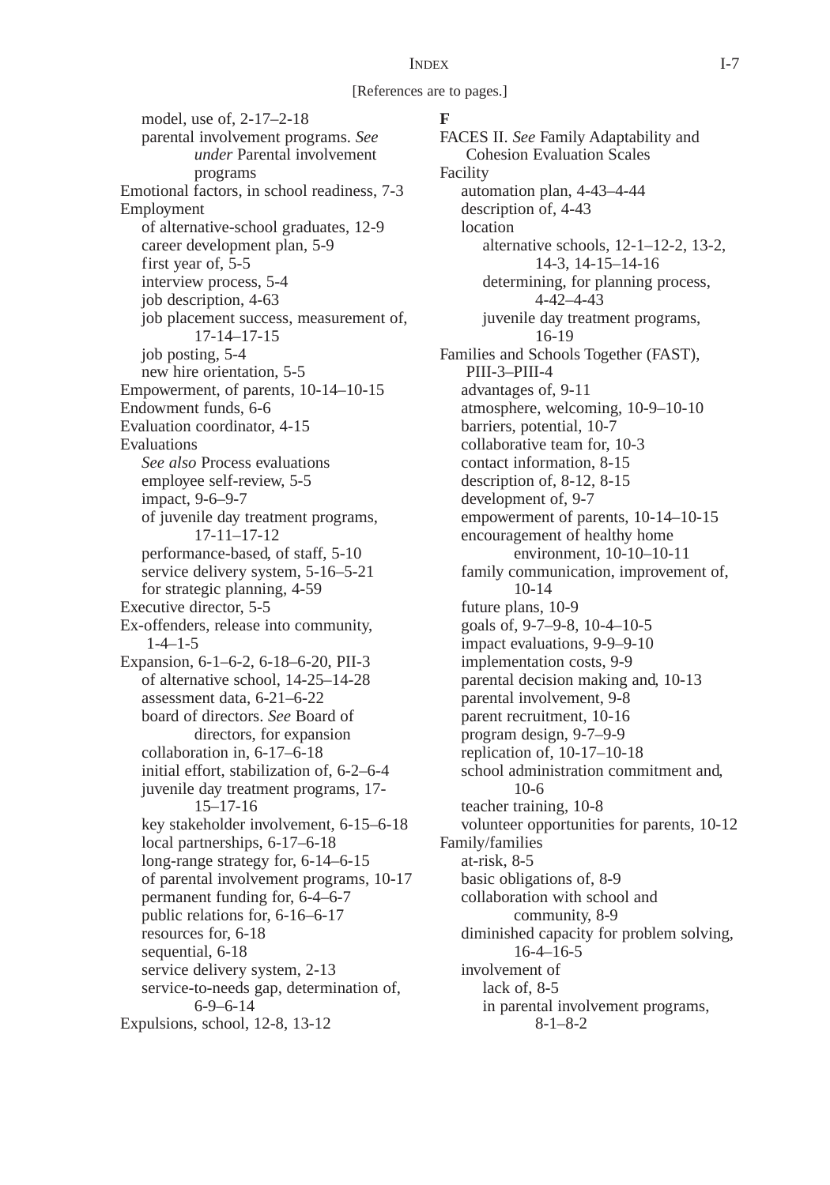[References are to pages.]

model, use of, 2-17–2-18
parental involvement programs. *See under* Parental involvement programs
Emotional factors, in school readiness, 7-3
Employment
of alternative-school graduates, 12-9
career development plan, 5-9
first year of, 5-5
interview process, 5-4
job description, 4-63
job placement success, measurement of, 17-14–17-15
job posting, 5-4
new hire orientation, 5-5
Empowerment, of parents, 10-14–10-15
Endowment funds, 6-6
Evaluation coordinator, 4-15
Evaluations
*See also* Process evaluations
employee self-review, 5-5
impact, 9-6–9-7
of juvenile day treatment programs, 17-11–17-12
performance-based, of staff, 5-10
service delivery system, 5-16–5-21
for strategic planning, 4-59
Executive director, 5-5
Ex-offenders, release into community, 1-4–1-5
Expansion, 6-1–6-2, 6-18–6-20, PII-3
of alternative school, 14-25–14-28
assessment data, 6-21–6-22
board of directors. *See* Board of directors, for expansion
collaboration in, 6-17–6-18
initial effort, stabilization of, 6-2–6-4
juvenile day treatment programs, 17-15–17-16
key stakeholder involvement, 6-15–6-18
local partnerships, 6-17–6-18
long-range strategy for, 6-14–6-15
of parental involvement programs, 10-17
permanent funding for, 6-4–6-7
public relations for, 6-16–6-17
resources for, 6-18
sequential, 6-18
service delivery system, 2-13
service-to-needs gap, determination of, 6-9–6-14
Expulsions, school, 12-8, 13-12

**F**

FACES II. *See* Family Adaptability and Cohesion Evaluation Scales
Facility
automation plan, 4-43–4-44
description of, 4-43
location
alternative schools, 12-1–12-2, 13-2, 14-3, 14-15–14-16
determining, for planning process, 4-42–4-43
juvenile day treatment programs, 16-19
Families and Schools Together (FAST), PIII-3–PIII-4
advantages of, 9-11
atmosphere, welcoming, 10-9–10-10
barriers, potential, 10-7
collaborative team for, 10-3
contact information, 8-15
description of, 8-12, 8-15
development of, 9-7
empowerment of parents, 10-14–10-15
encouragement of healthy home environment, 10-10–10-11
family communication, improvement of, 10-14
future plans, 10-9
goals of, 9-7–9-8, 10-4–10-5
impact evaluations, 9-9–9-10
implementation costs, 9-9
parental decision making and, 10-13
parental involvement, 9-8
parent recruitment, 10-16
program design, 9-7–9-9
replication of, 10-17–10-18
school administration commitment and, 10-6
teacher training, 10-8
volunteer opportunities for parents, 10-12
Family/families
at-risk, 8-5
basic obligations of, 8-9
collaboration with school and community, 8-9
diminished capacity for problem solving, 16-4–16-5
involvement of
lack of, 8-5
in parental involvement programs, 8-1–8-2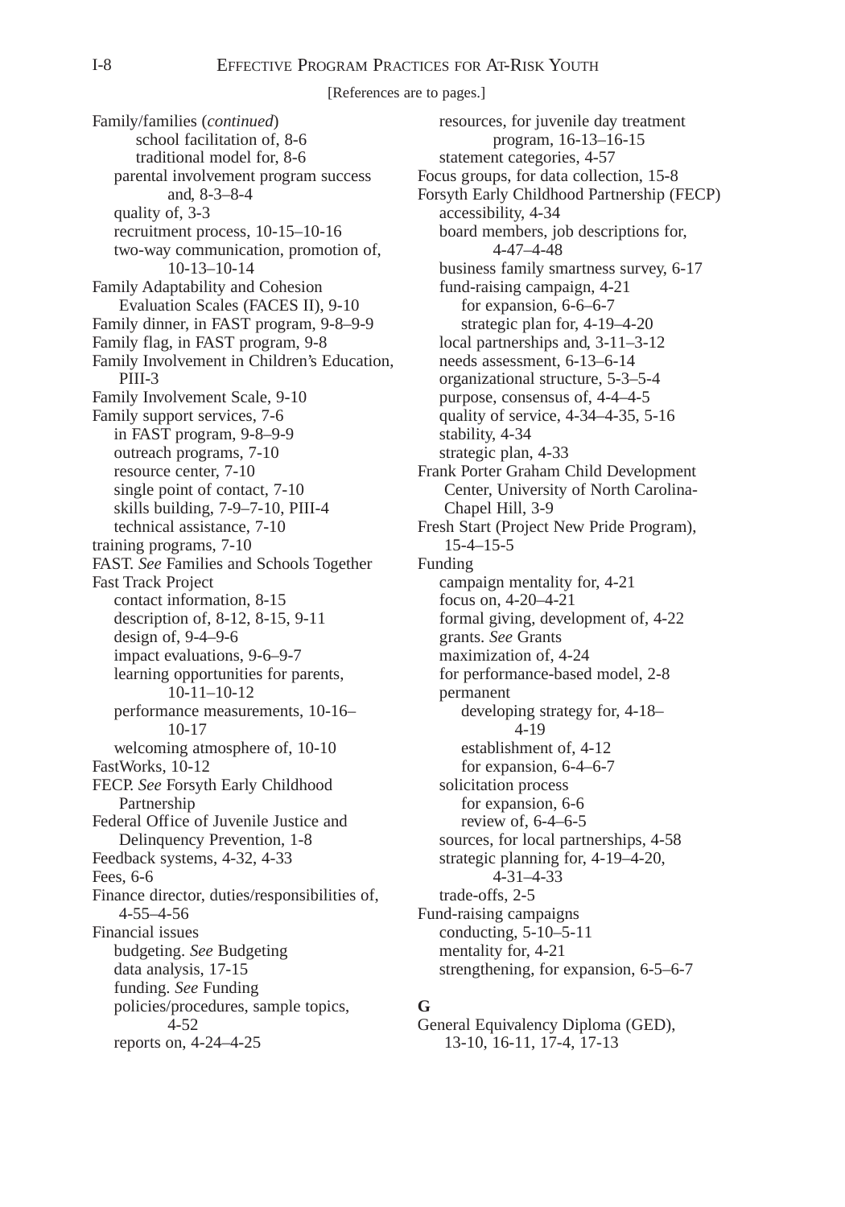[References are to pages.]

Family/families (*continued*)
- school facilitation of, 8-6
- traditional model for, 8-6
- parental involvement program success and, 8-3–8-4
- quality of, 3-3
- recruitment process, 10-15–10-16
- two-way communication, promotion of, 10-13–10-14

Family Adaptability and Cohesion Evaluation Scales (FACES II), 9-10
Family dinner, in FAST program, 9-8–9-9
Family flag, in FAST program, 9-8
Family Involvement in Children's Education, PIII-3
Family Involvement Scale, 9-10
Family support services, 7-6
- in FAST program, 9-8–9-9
- outreach programs, 7-10
- resource center, 7-10
- single point of contact, 7-10
- skills building, 7-9–7-10, PIII-4
- technical assistance, 7-10

training programs, 7-10
FAST. *See* Families and Schools Together
Fast Track Project
- contact information, 8-15
- description of, 8-12, 8-15, 9-11
- design of, 9-4–9-6
- impact evaluations, 9-6–9-7
- learning opportunities for parents, 10-11–10-12
- performance measurements, 10-16–10-17
- welcoming atmosphere of, 10-10

FastWorks, 10-12
FECP. *See* Forsyth Early Childhood Partnership
Federal Office of Juvenile Justice and Delinquency Prevention, 1-8
Feedback systems, 4-32, 4-33
Fees, 6-6
Finance director, duties/responsibilities of, 4-55–4-56
Financial issues
- budgeting. *See* Budgeting
- data analysis, 17-15
- funding. *See* Funding
- policies/procedures, sample topics, 4-52
- reports on, 4-24–4-25
- resources, for juvenile day treatment program, 16-13–16-15
- statement categories, 4-57

Focus groups, for data collection, 15-8
Forsyth Early Childhood Partnership (FECP)
- accessibility, 4-34
- board members, job descriptions for, 4-47–4-48
- business family smartness survey, 6-17
- fund-raising campaign, 4-21
  - for expansion, 6-6–6-7
  - strategic plan for, 4-19–4-20
- local partnerships and, 3-11–3-12
- needs assessment, 6-13–6-14
- organizational structure, 5-3–5-4
- purpose, consensus of, 4-4–4-5
- quality of service, 4-34–4-35, 5-16
- stability, 4-34
- strategic plan, 4-33

Frank Porter Graham Child Development Center, University of North Carolina-Chapel Hill, 3-9
Fresh Start (Project New Pride Program), 15-4–15-5
Funding
- campaign mentality for, 4-21
- focus on, 4-20–4-21
- formal giving, development of, 4-22
- grants. *See* Grants
- maximization of, 4-24
- for performance-based model, 2-8
- permanent
  - developing strategy for, 4-18–4-19
  - establishment of, 4-12
  - for expansion, 6-4–6-7
- solicitation process
  - for expansion, 6-6
  - review of, 6-4–6-5
- sources, for local partnerships, 4-58
- strategic planning for, 4-19–4-20, 4-31–4-33
- trade-offs, 2-5

Fund-raising campaigns
- conducting, 5-10–5-11
- mentality for, 4-21
- strengthening, for expansion, 6-5–6-7

**G**

General Equivalency Diploma (GED), 13-10, 16-11, 17-4, 17-13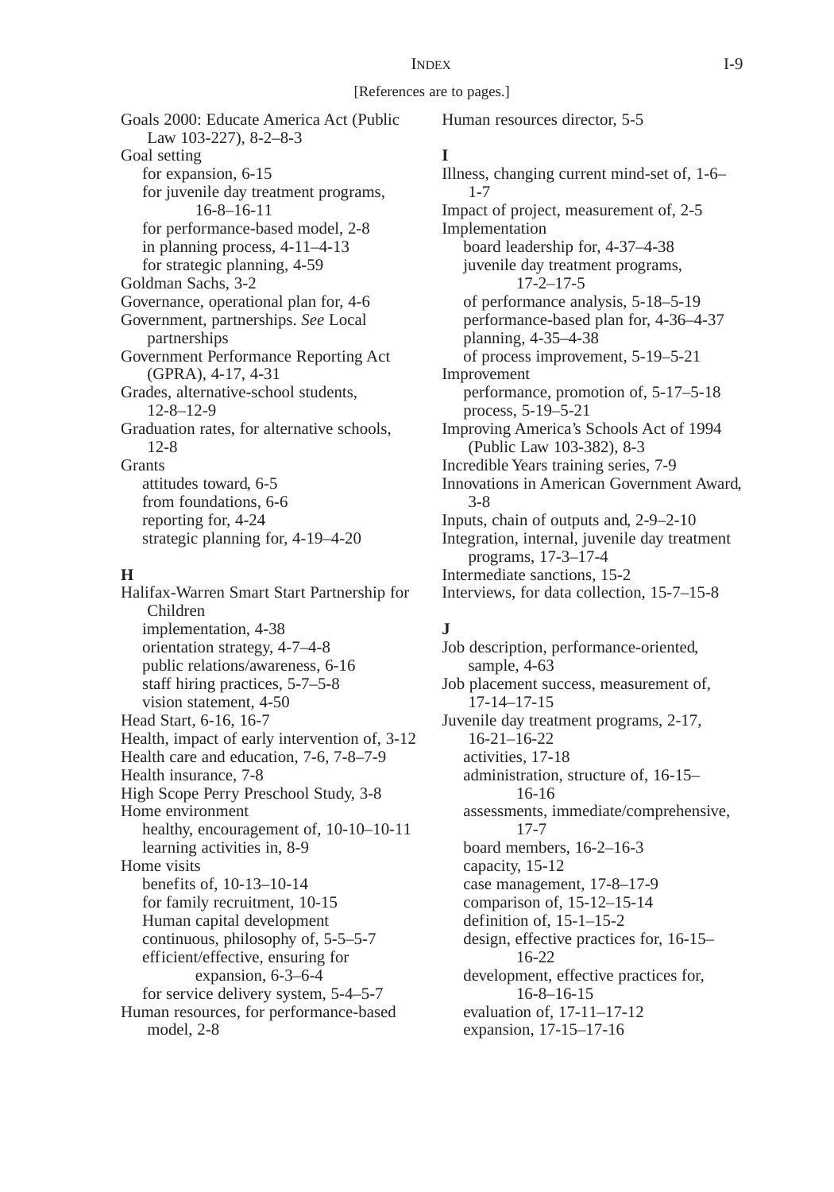[References are to pages.]

Goals 2000: Educate America Act (Public Law 103-227), 8-2–8-3
Goal setting
- for expansion, 6-15
- for juvenile day treatment programs, 16-8–16-11
- for performance-based model, 2-8
- in planning process, 4-11–4-13
- for strategic planning, 4-59

Goldman Sachs, 3-2
Governance, operational plan for, 4-6
Government, partnerships. *See* Local partnerships
Government Performance Reporting Act (GPRA), 4-17, 4-31
Grades, alternative-school students, 12-8–12-9
Graduation rates, for alternative schools, 12-8
Grants
- attitudes toward, 6-5
- from foundations, 6-6
- reporting for, 4-24
- strategic planning for, 4-19–4-20

**H**

Halifax-Warren Smart Start Partnership for Children
- implementation, 4-38
- orientation strategy, 4-7–4-8
- public relations/awareness, 6-16
- staff hiring practices, 5-7–5-8
- vision statement, 4-50

Head Start, 6-16, 16-7
Health, impact of early intervention of, 3-12
Health care and education, 7-6, 7-8–7-9
Health insurance, 7-8
High Scope Perry Preschool Study, 3-8
Home environment
- healthy, encouragement of, 10-10–10-11
- learning activities in, 8-9

Home visits
- benefits of, 10-13–10-14
- for family recruitment, 10-15
- Human capital development
- continuous, philosophy of, 5-5–5-7
- efficient/effective, ensuring for expansion, 6-3–6-4
- for service delivery system, 5-4–5-7

Human resources, for performance-based model, 2-8
Human resources director, 5-5

**I**

Illness, changing current mind-set of, 1-6–1-7
Impact of project, measurement of, 2-5
Implementation
- board leadership for, 4-37–4-38
- juvenile day treatment programs, 17-2–17-5
- of performance analysis, 5-18–5-19
- performance-based plan for, 4-36–4-37
- planning, 4-35–4-38
- of process improvement, 5-19–5-21

Improvement
- performance, promotion of, 5-17–5-18
- process, 5-19–5-21

Improving America's Schools Act of 1994 (Public Law 103-382), 8-3
Incredible Years training series, 7-9
Innovations in American Government Award, 3-8
Inputs, chain of outputs and, 2-9–2-10
Integration, internal, juvenile day treatment programs, 17-3–17-4
Intermediate sanctions, 15-2
Interviews, for data collection, 15-7–15-8

**J**

Job description, performance-oriented, sample, 4-63
Job placement success, measurement of, 17-14–17-15
Juvenile day treatment programs, 2-17, 16-21–16-22
- activities, 17-18
- administration, structure of, 16-15–16-16
- assessments, immediate/comprehensive, 17-7
- board members, 16-2–16-3
- capacity, 15-12
- case management, 17-8–17-9
- comparison of, 15-12–15-14
- definition of, 15-1–15-2
- design, effective practices for, 16-15–16-22
- development, effective practices for, 16-8–16-15
- evaluation of, 17-11–17-12
- expansion, 17-15–17-16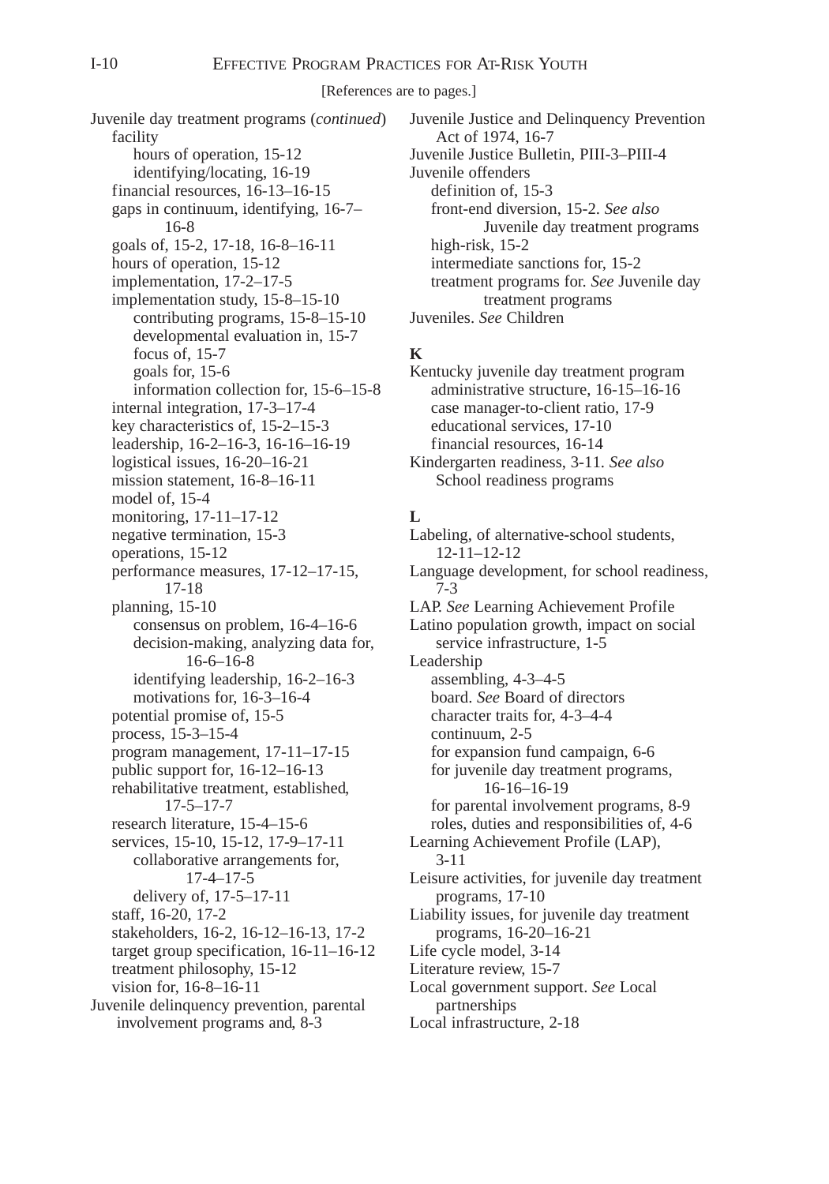[References are to pages.]

Juvenile day treatment programs (*continued*)
- facility
  - hours of operation, 15-12
  - identifying/locating, 16-19
- financial resources, 16-13–16-15
- gaps in continuum, identifying, 16-7–16-8
- goals of, 15-2, 17-18, 16-8–16-11
- hours of operation, 15-12
- implementation, 17-2–17-5
- implementation study, 15-8–15-10
  - contributing programs, 15-8–15-10
  - developmental evaluation in, 15-7
  - focus of, 15-7
  - goals for, 15-6
  - information collection for, 15-6–15-8
- internal integration, 17-3–17-4
- key characteristics of, 15-2–15-3
- leadership, 16-2–16-3, 16-16–16-19
- logistical issues, 16-20–16-21
- mission statement, 16-8–16-11
- model of, 15-4
- monitoring, 17-11–17-12
- negative termination, 15-3
- operations, 15-12
- performance measures, 17-12–17-15, 17-18
- planning, 15-10
  - consensus on problem, 16-4–16-6
  - decision-making, analyzing data for, 16-6–16-8
  - identifying leadership, 16-2–16-3
  - motivations for, 16-3–16-4
- potential promise of, 15-5
- process, 15-3–15-4
- program management, 17-11–17-15
- public support for, 16-12–16-13
- rehabilitative treatment, established, 17-5–17-7
- research literature, 15-4–15-6
- services, 15-10, 15-12, 17-9–17-11
  - collaborative arrangements for, 17-4–17-5
  - delivery of, 17-5–17-11
- staff, 16-20, 17-2
- stakeholders, 16-2, 16-12–16-13, 17-2
- target group specification, 16-11–16-12
- treatment philosophy, 15-12
- vision for, 16-8–16-11

Juvenile delinquency prevention, parental involvement programs and, 8-3

Juvenile Justice and Delinquency Prevention Act of 1974, 16-7

Juvenile Justice Bulletin, PIII-3–PIII-4

Juvenile offenders
- definition of, 15-3
- front-end diversion, 15-2. *See also* Juvenile day treatment programs
- high-risk, 15-2
- intermediate sanctions for, 15-2
- treatment programs for. *See* Juvenile day treatment programs

Juveniles. *See* Children

**K**

Kentucky juvenile day treatment program
- administrative structure, 16-15–16-16
- case manager-to-client ratio, 17-9
- educational services, 17-10
- financial resources, 16-14

Kindergarten readiness, 3-11. *See also* School readiness programs

**L**

Labeling, of alternative-school students, 12-11–12-12

Language development, for school readiness, 7-3

LAP. *See* Learning Achievement Profile

Latino population growth, impact on social service infrastructure, 1-5

Leadership
- assembling, 4-3–4-5
- board. *See* Board of directors
- character traits for, 4-3–4-4
- continuum, 2-5
- for expansion fund campaign, 6-6
- for juvenile day treatment programs, 16-16–16-19
- for parental involvement programs, 8-9
- roles, duties and responsibilities of, 4-6

Learning Achievement Profile (LAP), 3-11

Leisure activities, for juvenile day treatment programs, 17-10

Liability issues, for juvenile day treatment programs, 16-20–16-21

Life cycle model, 3-14

Literature review, 15-7

Local government support. *See* Local partnerships

Local infrastructure, 2-18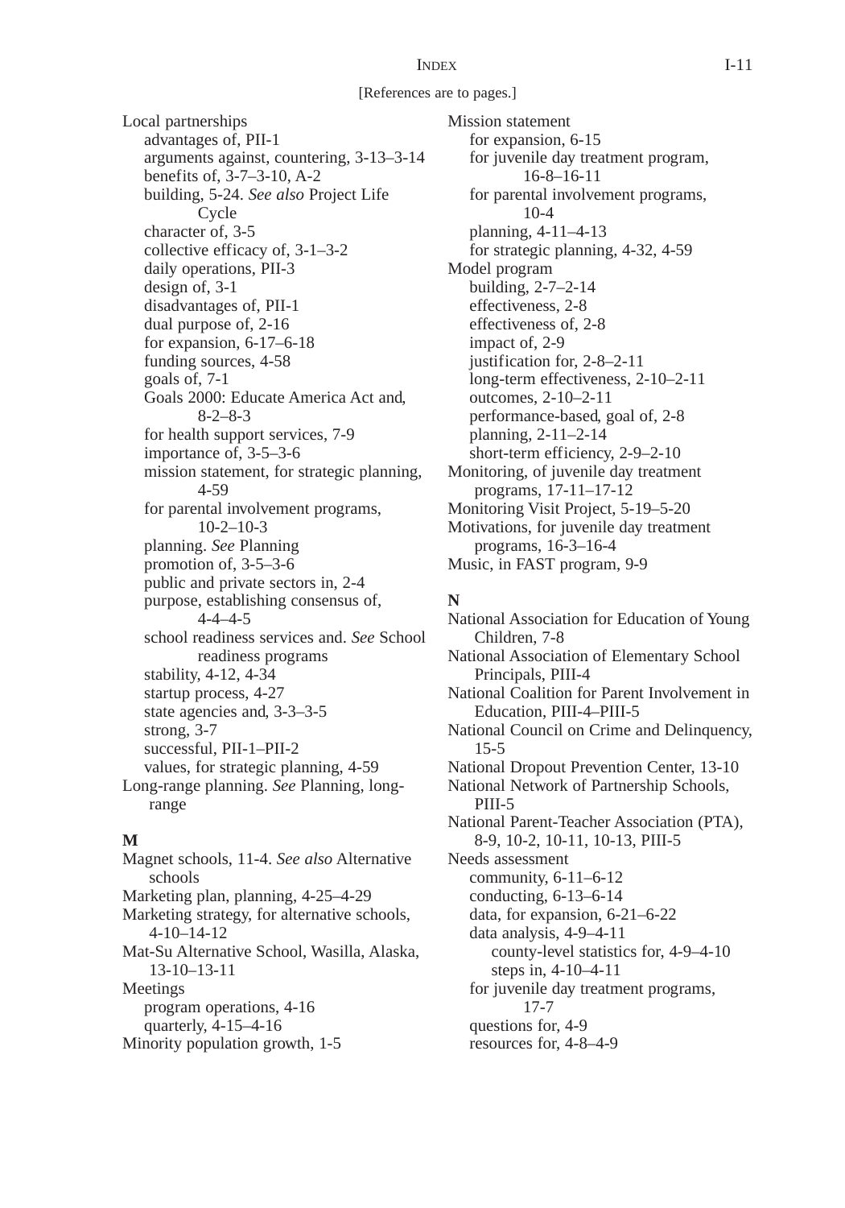[References are to pages.]

Local partnerships
- advantages of, PII-1
- arguments against, countering, 3-13–3-14
- benefits of, 3-7–3-10, A-2
- building, 5-24. *See also* Project Life Cycle
- character of, 3-5
- collective efficacy of, 3-1–3-2
- daily operations, PII-3
- design of, 3-1
- disadvantages of, PII-1
- dual purpose of, 2-16
- for expansion, 6-17–6-18
- funding sources, 4-58
- goals of, 7-1
- Goals 2000: Educate America Act and, 8-2–8-3
- for health support services, 7-9
- importance of, 3-5–3-6
- mission statement, for strategic planning, 4-59
- for parental involvement programs, 10-2–10-3
- planning. *See* Planning
- promotion of, 3-5–3-6
- public and private sectors in, 2-4
- purpose, establishing consensus of, 4-4–4-5
- school readiness services and. *See* School readiness programs
- stability, 4-12, 4-34
- startup process, 4-27
- state agencies and, 3-3–3-5
- strong, 3-7
- successful, PII-1–PII-2
- values, for strategic planning, 4-59

Long-range planning. *See* Planning, long-range

**M**

Magnet schools, 11-4. *See also* Alternative schools

Marketing plan, planning, 4-25–4-29

Marketing strategy, for alternative schools, 4-10–14-12

Mat-Su Alternative School, Wasilla, Alaska, 13-10–13-11

Meetings
- program operations, 4-16
- quarterly, 4-15–4-16

Minority population growth, 1-5

Mission statement
- for expansion, 6-15
- for juvenile day treatment program, 16-8–16-11
- for parental involvement programs, 10-4
- planning, 4-11–4-13
- for strategic planning, 4-32, 4-59

Model program
- building, 2-7–2-14
- effectiveness, 2-8
- effectiveness of, 2-8
- impact of, 2-9
- justification for, 2-8–2-11
- long-term effectiveness, 2-10–2-11
- outcomes, 2-10–2-11
- performance-based, goal of, 2-8
- planning, 2-11–2-14
- short-term efficiency, 2-9–2-10

Monitoring, of juvenile day treatment programs, 17-11–17-12

Monitoring Visit Project, 5-19–5-20

Motivations, for juvenile day treatment programs, 16-3–16-4

Music, in FAST program, 9-9

**N**

National Association for Education of Young Children, 7-8

National Association of Elementary School Principals, PIII-4

National Coalition for Parent Involvement in Education, PIII-4–PIII-5

National Council on Crime and Delinquency, 15-5

National Dropout Prevention Center, 13-10

National Network of Partnership Schools, PIII-5

National Parent-Teacher Association (PTA), 8-9, 10-2, 10-11, 10-13, PIII-5

Needs assessment
- community, 6-11–6-12
- conducting, 6-13–6-14
- data, for expansion, 6-21–6-22
- data analysis, 4-9–4-11
  - county-level statistics for, 4-9–4-10
  - steps in, 4-10–4-11
- for juvenile day treatment programs, 17-7
- questions for, 4-9
- resources for, 4-8–4-9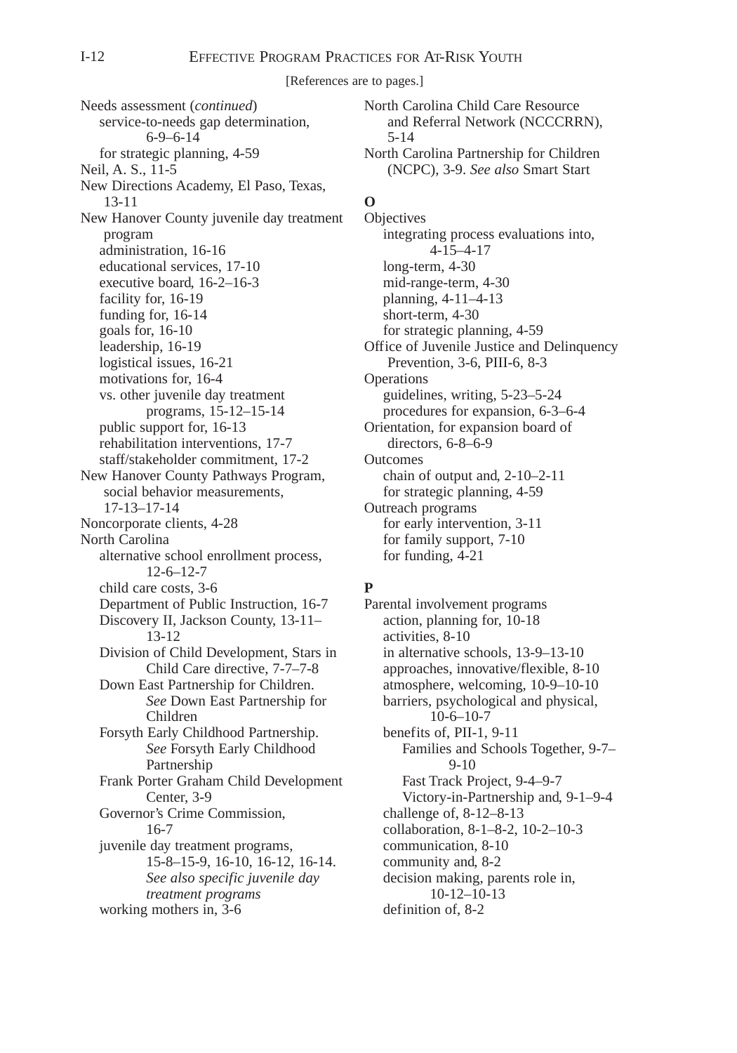[References are to pages.]

Needs assessment (*continued*)
- service-to-needs gap determination, 6-9–6-14
- for strategic planning, 4-59

Neil, A. S., 11-5

New Directions Academy, El Paso, Texas, 13-11

New Hanover County juvenile day treatment program
- administration, 16-16
- educational services, 17-10
- executive board, 16-2–16-3
- facility for, 16-19
- funding for, 16-14
- goals for, 16-10
- leadership, 16-19
- logistical issues, 16-21
- motivations for, 16-4
- vs. other juvenile day treatment programs, 15-12–15-14
- public support for, 16-13
- rehabilitation interventions, 17-7
- staff/stakeholder commitment, 17-2

New Hanover County Pathways Program, social behavior measurements, 17-13–17-14

Noncorporate clients, 4-28

North Carolina
- alternative school enrollment process, 12-6–12-7
- child care costs, 3-6
- Department of Public Instruction, 16-7
- Discovery II, Jackson County, 13-11–13-12
- Division of Child Development, Stars in Child Care directive, 7-7–7-8
- Down East Partnership for Children. *See* Down East Partnership for Children
- Forsyth Early Childhood Partnership. *See* Forsyth Early Childhood Partnership
- Frank Porter Graham Child Development Center, 3-9
- Governor's Crime Commission, 16-7
- juvenile day treatment programs, 15-8–15-9, 16-10, 16-12, 16-14. *See also specific juvenile day treatment programs*
- working mothers in, 3-6

North Carolina Child Care Resource and Referral Network (NCCCRRN), 5-14

North Carolina Partnership for Children (NCPC), 3-9. *See also* Smart Start

**O**

Objectives
- integrating process evaluations into, 4-15–4-17
- long-term, 4-30
- mid-range-term, 4-30
- planning, 4-11–4-13
- short-term, 4-30
- for strategic planning, 4-59

Office of Juvenile Justice and Delinquency Prevention, 3-6, PIII-6, 8-3

Operations
- guidelines, writing, 5-23–5-24
- procedures for expansion, 6-3–6-4

Orientation, for expansion board of directors, 6-8–6-9

Outcomes
- chain of output and, 2-10–2-11
- for strategic planning, 4-59

Outreach programs
- for early intervention, 3-11
- for family support, 7-10
- for funding, 4-21

**P**

Parental involvement programs
- action, planning for, 10-18
- activities, 8-10
- in alternative schools, 13-9–13-10
- approaches, innovative/flexible, 8-10
- atmosphere, welcoming, 10-9–10-10
- barriers, psychological and physical, 10-6–10-7
- benefits of, PII-1, 9-11
  - Families and Schools Together, 9-7–9-10
  - Fast Track Project, 9-4–9-7
  - Victory-in-Partnership and, 9-1–9-4
- challenge of, 8-12–8-13
- collaboration, 8-1–8-2, 10-2–10-3
- communication, 8-10
- community and, 8-2
- decision making, parents role in, 10-12–10-13
- definition of, 8-2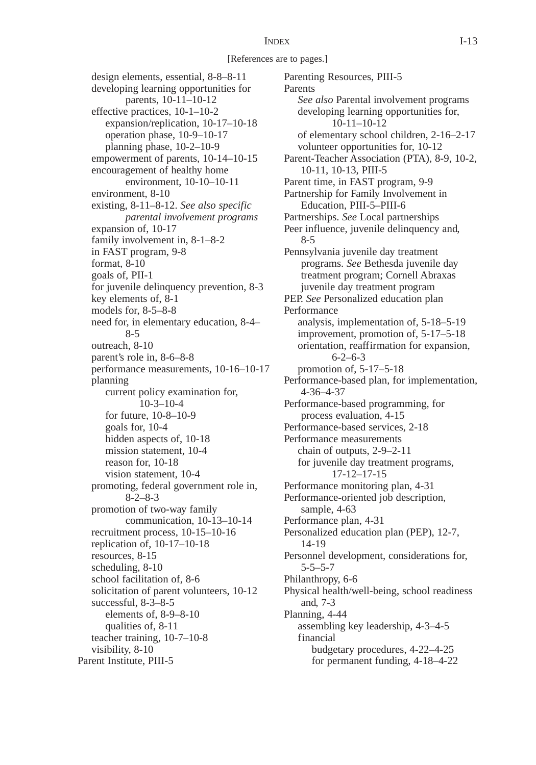[References are to pages.]

design elements, essential, 8-8–8-11
developing learning opportunities for parents, 10-11–10-12
effective practices, 10-1–10-2
- expansion/replication, 10-17–10-18
- operation phase, 10-9–10-17
- planning phase, 10-2–10-9

empowerment of parents, 10-14–10-15
encouragement of healthy home environment, 10-10–10-11
environment, 8-10
existing, 8-11–8-12. *See also specific parental involvement programs*
expansion of, 10-17
family involvement in, 8-1–8-2
in FAST program, 9-8
format, 8-10
goals of, PII-1
for juvenile delinquency prevention, 8-3
key elements of, 8-1
models for, 8-5–8-8
need for, in elementary education, 8-4–8-5
outreach, 8-10
parent's role in, 8-6–8-8
performance measurements, 10-16–10-17
planning
- current policy examination for, 10-3–10-4
- for future, 10-8–10-9
- goals for, 10-4
- hidden aspects of, 10-18
- mission statement, 10-4
- reason for, 10-18
- vision statement, 10-4

promoting, federal government role in, 8-2–8-3
promotion of two-way family communication, 10-13–10-14
recruitment process, 10-15–10-16
replication of, 10-17–10-18
resources, 8-15
scheduling, 8-10
school facilitation of, 8-6
solicitation of parent volunteers, 10-12
successful, 8-3–8-5
- elements of, 8-9–8-10
- qualities of, 8-11

teacher training, 10-7–10-8
visibility, 8-10

Parent Institute, PIII-5

Parenting Resources, PIII-5

Parents
- *See also* Parental involvement programs
- developing learning opportunities for, 10-11–10-12
- of elementary school children, 2-16–2-17
- volunteer opportunities for, 10-12

Parent-Teacher Association (PTA), 8-9, 10-2, 10-11, 10-13, PIII-5

Parent time, in FAST program, 9-9

Partnership for Family Involvement in Education, PIII-5–PIII-6

Partnerships. *See* Local partnerships

Peer influence, juvenile delinquency and, 8-5

Pennsylvania juvenile day treatment programs. *See* Bethesda juvenile day treatment program; Cornell Abraxas juvenile day treatment program

PEP. *See* Personalized education plan

Performance
- analysis, implementation of, 5-18–5-19
- improvement, promotion of, 5-17–5-18
- orientation, reaffirmation for expansion, 6-2–6-3
- promotion of, 5-17–5-18

Performance-based plan, for implementation, 4-36–4-37

Performance-based programming, for process evaluation, 4-15

Performance-based services, 2-18

Performance measurements
- chain of outputs, 2-9–2-11
- for juvenile day treatment programs, 17-12–17-15

Performance monitoring plan, 4-31

Performance-oriented job description, sample, 4-63

Performance plan, 4-31

Personalized education plan (PEP), 12-7, 14-19

Personnel development, considerations for, 5-5–5-7

Philanthropy, 6-6

Physical health/well-being, school readiness and, 7-3

Planning, 4-44
- assembling key leadership, 4-3–4-5
- financial
  - budgetary procedures, 4-22–4-25
  - for permanent funding, 4-18–4-22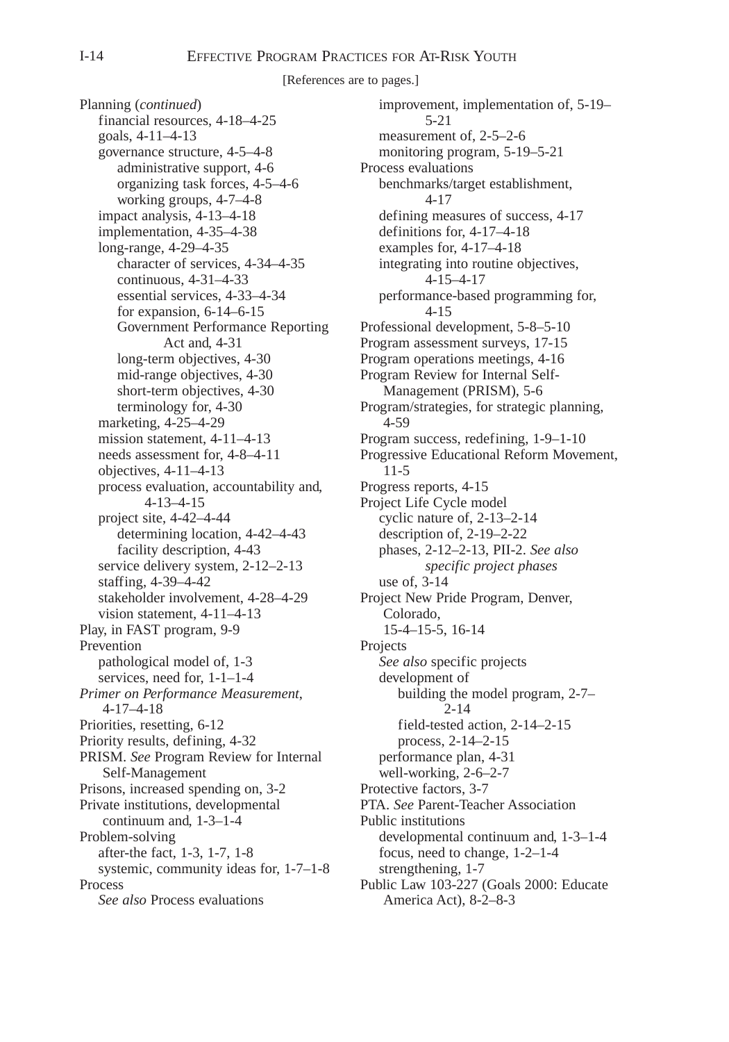[References are to pages.]

Planning (*continued*)
- financial resources, 4-18–4-25
- goals, 4-11–4-13
- governance structure, 4-5–4-8
  - administrative support, 4-6
  - organizing task forces, 4-5–4-6
  - working groups, 4-7–4-8
- impact analysis, 4-13–4-18
- implementation, 4-35–4-38
- long-range, 4-29–4-35
  - character of services, 4-34–4-35
  - continuous, 4-31–4-33
  - essential services, 4-33–4-34
  - for expansion, 6-14–6-15
  - Government Performance Reporting Act and, 4-31
  - long-term objectives, 4-30
  - mid-range objectives, 4-30
  - short-term objectives, 4-30
  - terminology for, 4-30
- marketing, 4-25–4-29
- mission statement, 4-11–4-13
- needs assessment for, 4-8–4-11
- objectives, 4-11–4-13
- process evaluation, accountability and, 4-13–4-15
- project site, 4-42–4-44
  - determining location, 4-42–4-43
  - facility description, 4-43
- service delivery system, 2-12–2-13
- staffing, 4-39–4-42
- stakeholder involvement, 4-28–4-29
- vision statement, 4-11–4-13

Play, in FAST program, 9-9

Prevention
- pathological model of, 1-3
- services, need for, 1-1–1-4

*Primer on Performance Measurement*, 4-17–4-18

Priorities, resetting, 6-12

Priority results, defining, 4-32

PRISM. *See* Program Review for Internal Self-Management

Prisons, increased spending on, 3-2

Private institutions, developmental continuum and, 1-3–1-4

Problem-solving
- after-the fact, 1-3, 1-7, 1-8
- systemic, community ideas for, 1-7–1-8

Process
- *See also* Process evaluations
- improvement, implementation of, 5-19–5-21
- measurement of, 2-5–2-6
- monitoring program, 5-19–5-21

Process evaluations
- benchmarks/target establishment, 4-17
- defining measures of success, 4-17
- definitions for, 4-17–4-18
- examples for, 4-17–4-18
- integrating into routine objectives, 4-15–4-17
- performance-based programming for, 4-15

Professional development, 5-8–5-10

Program assessment surveys, 17-15

Program operations meetings, 4-16

Program Review for Internal Self-Management (PRISM), 5-6

Program/strategies, for strategic planning, 4-59

Program success, redefining, 1-9–1-10

Progressive Educational Reform Movement, 11-5

Progress reports, 4-15

Project Life Cycle model
- cyclic nature of, 2-13–2-14
- description of, 2-19–2-22
- phases, 2-12–2-13, PII-2. *See also specific project phases*
- use of, 3-14

Project New Pride Program, Denver, Colorado, 15-4–15-5, 16-14

Projects
- *See also* specific projects
- development of
  - building the model program, 2-7–2-14
  - field-tested action, 2-14–2-15
  - process, 2-14–2-15
- performance plan, 4-31
- well-working, 2-6–2-7

Protective factors, 3-7

PTA. *See* Parent-Teacher Association

Public institutions
- developmental continuum and, 1-3–1-4
- focus, need to change, 1-2–1-4
- strengthening, 1-7

Public Law 103-227 (Goals 2000: Educate America Act), 8-2–8-3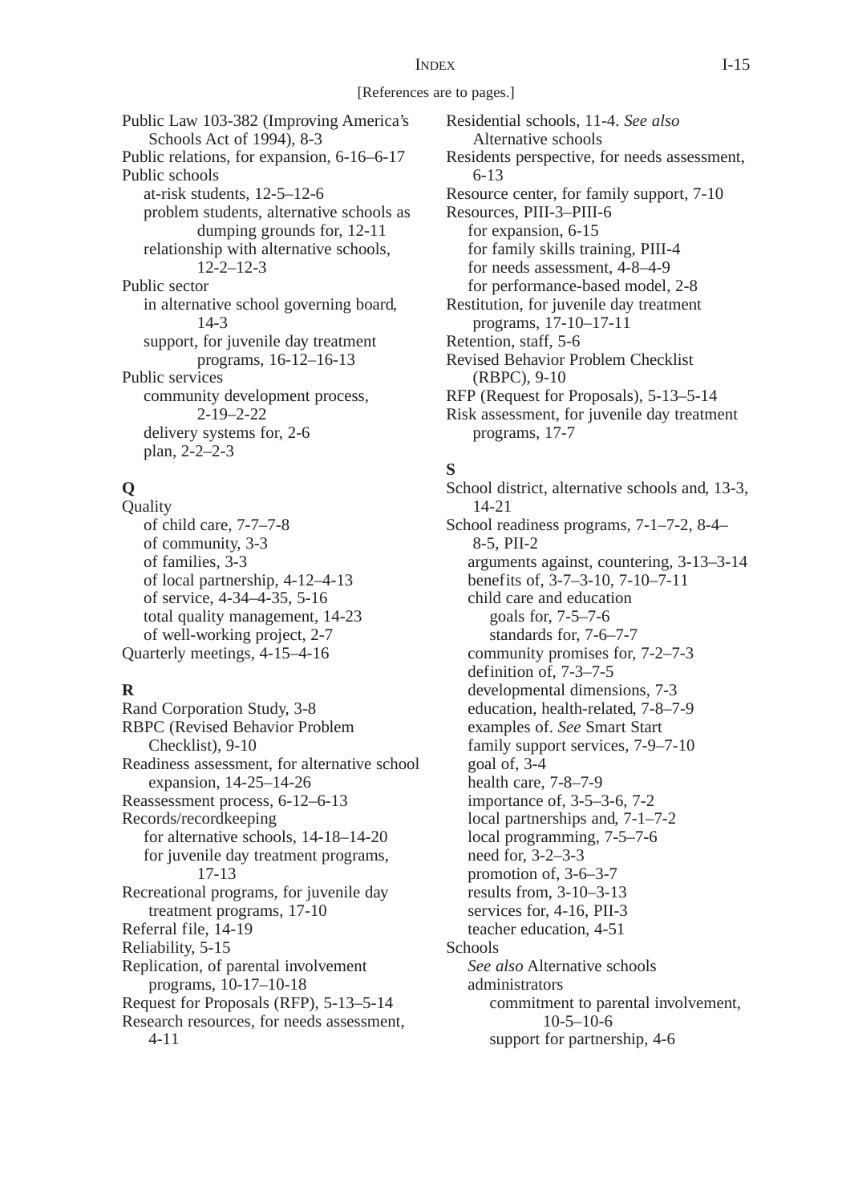[References are to pages.]

Public Law 103-382 (Improving America's Schools Act of 1994), 8-3
Public relations, for expansion, 6-16–6-17
Public schools
- at-risk students, 12-5–12-6
- problem students, alternative schools as dumping grounds for, 12-11
- relationship with alternative schools, 12-2–12-3

Public sector
- in alternative school governing board, 14-3
- support, for juvenile day treatment programs, 16-12–16-13

Public services
- community development process, 2-19–2-22
- delivery systems for, 2-6
- plan, 2-2–2-3

## Q

Quality
- of child care, 7-7–7-8
- of community, 3-3
- of families, 3-3
- of local partnership, 4-12–4-13
- of service, 4-34–4-35, 5-16
- total quality management, 14-23
- of well-working project, 2-7

Quarterly meetings, 4-15–4-16

## R

Rand Corporation Study, 3-8
RBPC (Revised Behavior Problem Checklist), 9-10
Readiness assessment, for alternative school expansion, 14-25–14-26
Reassessment process, 6-12–6-13
Records/recordkeeping
- for alternative schools, 14-18–14-20
- for juvenile day treatment programs, 17-13

Recreational programs, for juvenile day treatment programs, 17-10
Referral file, 14-19
Reliability, 5-15
Replication, of parental involvement programs, 10-17–10-18
Request for Proposals (RFP), 5-13–5-14
Research resources, for needs assessment, 4-11
Residential schools, 11-4. *See also* Alternative schools
Residents perspective, for needs assessment, 6-13
Resource center, for family support, 7-10
Resources, PIII-3–PIII-6
- for expansion, 6-15
- for family skills training, PIII-4
- for needs assessment, 4-8–4-9
- for performance-based model, 2-8

Restitution, for juvenile day treatment programs, 17-10–17-11
Retention, staff, 5-6
Revised Behavior Problem Checklist (RBPC), 9-10
RFP (Request for Proposals), 5-13–5-14
Risk assessment, for juvenile day treatment programs, 17-7

## S

School district, alternative schools and, 13-3, 14-21
School readiness programs, 7-1–7-2, 8-4–8-5, PII-2
- arguments against, countering, 3-13–3-14
- benefits of, 3-7–3-10, 7-10–7-11
- child care and education
  - goals for, 7-5–7-6
  - standards for, 7-6–7-7
- community promises for, 7-2–7-3
- definition of, 7-3–7-5
- developmental dimensions, 7-3
- education, health-related, 7-8–7-9
- examples of. *See* Smart Start
- family support services, 7-9–7-10
- goal of, 3-4
- health care, 7-8–7-9
- importance of, 3-5–3-6, 7-2
- local partnerships and, 7-1–7-2
- local programming, 7-5–7-6
- need for, 3-2–3-3
- promotion of, 3-6–3-7
- results from, 3-10–3-13
- services for, 4-16, PII-3
- teacher education, 4-51

Schools
- *See also* Alternative schools
- administrators
  - commitment to parental involvement, 10-5–10-6
  - support for partnership, 4-6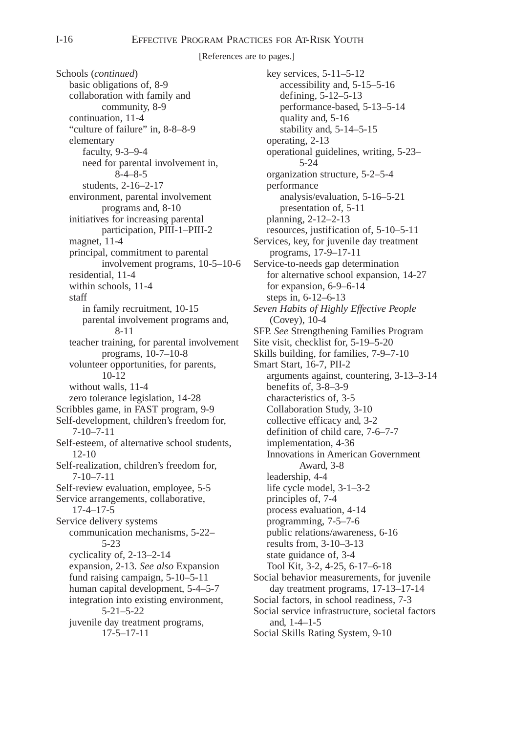[References are to pages.]

Schools (*continued*)
- basic obligations of, 8-9
- collaboration with family and community, 8-9
- continuation, 11-4
- "culture of failure" in, 8-8–8-9
- elementary
  - faculty, 9-3–9-4
  - need for parental involvement in, 8-4–8-5
  - students, 2-16–2-17
- environment, parental involvement programs and, 8-10
- initiatives for increasing parental participation, PIII-1–PIII-2
- magnet, 11-4
- principal, commitment to parental involvement programs, 10-5–10-6
- residential, 11-4
- within schools, 11-4
- staff
  - in family recruitment, 10-15
  - parental involvement programs and, 8-11
- teacher training, for parental involvement programs, 10-7–10-8
- volunteer opportunities, for parents, 10-12
- without walls, 11-4
- zero tolerance legislation, 14-28

Scribbles game, in FAST program, 9-9

Self-development, children's freedom for, 7-10–7-11

Self-esteem, of alternative school students, 12-10

Self-realization, children's freedom for, 7-10–7-11

Self-review evaluation, employee, 5-5

Service arrangements, collaborative, 17-4–17-5

Service delivery systems
- communication mechanisms, 5-22–5-23
- cyclicality of, 2-13–2-14
- expansion, 2-13. *See also* Expansion
- fund raising campaign, 5-10–5-11
- human capital development, 5-4–5-7
- integration into existing environment, 5-21–5-22
- juvenile day treatment programs, 17-5–17-11
- key services, 5-11–5-12
  - accessibility and, 5-15–5-16
  - defining, 5-12–5-13
  - performance-based, 5-13–5-14
  - quality and, 5-16
  - stability and, 5-14–5-15
- operating, 2-13
- operational guidelines, writing, 5-23–5-24
- organization structure, 5-2–5-4
- performance
  - analysis/evaluation, 5-16–5-21
  - presentation of, 5-11
- planning, 2-12–2-13
- resources, justification of, 5-10–5-11

Services, key, for juvenile day treatment programs, 17-9–17-11

Service-to-needs gap determination
- for alternative school expansion, 14-27
- for expansion, 6-9–6-14
- steps in, 6-12–6-13

*Seven Habits of Highly Effective People* (Covey), 10-4

SFP. *See* Strengthening Families Program

Site visit, checklist for, 5-19–5-20

Skills building, for families, 7-9–7-10

Smart Start, 16-7, PII-2
- arguments against, countering, 3-13–3-14
- benefits of, 3-8–3-9
- characteristics of, 3-5
- Collaboration Study, 3-10
- collective efficacy and, 3-2
- definition of child care, 7-6–7-7
- implementation, 4-36
- Innovations in American Government Award, 3-8
- leadership, 4-4
- life cycle model, 3-1–3-2
- principles of, 7-4
- process evaluation, 4-14
- programming, 7-5–7-6
- public relations/awareness, 6-16
- results from, 3-10–3-13
- state guidance of, 3-4
- Tool Kit, 3-2, 4-25, 6-17–6-18

Social behavior measurements, for juvenile day treatment programs, 17-13–17-14

Social factors, in school readiness, 7-3

Social service infrastructure, societal factors and, 1-4–1-5

Social Skills Rating System, 9-10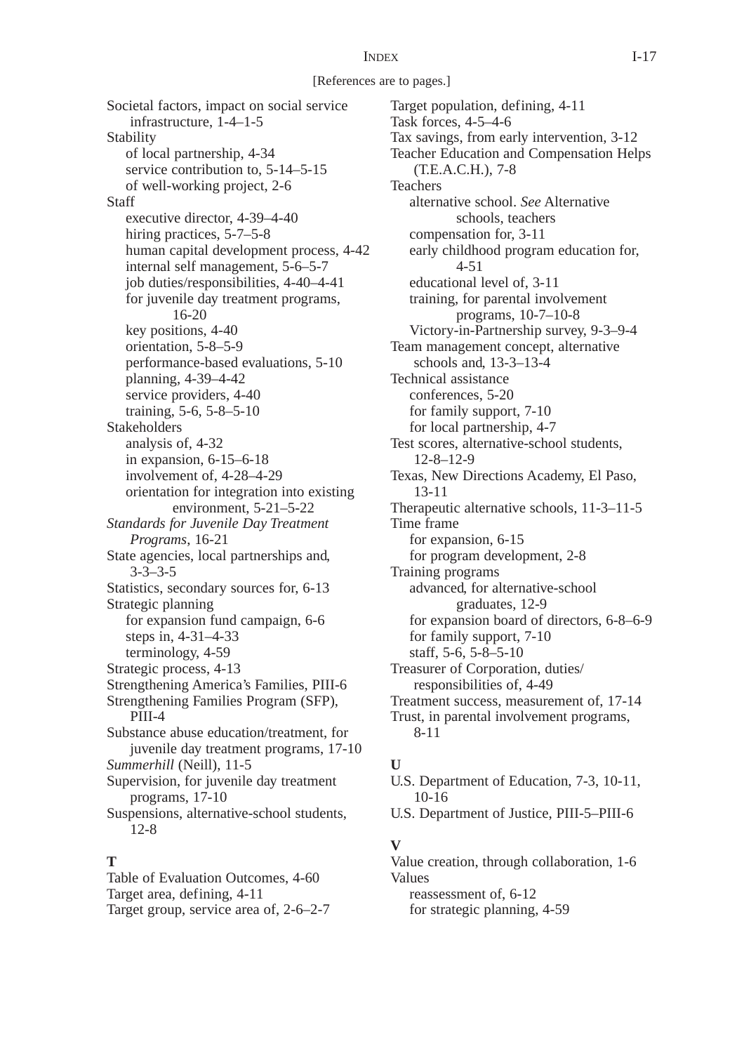[References are to pages.]

Societal factors, impact on social service infrastructure, 1-4–1-5
Stability
  of local partnership, 4-34
  service contribution to, 5-14–5-15
  of well-working project, 2-6
Staff
  executive director, 4-39–4-40
  hiring practices, 5-7–5-8
  human capital development process, 4-42
  internal self management, 5-6–5-7
  job duties/responsibilities, 4-40–4-41
  for juvenile day treatment programs, 16-20
  key positions, 4-40
  orientation, 5-8–5-9
  performance-based evaluations, 5-10
  planning, 4-39–4-42
  service providers, 4-40
  training, 5-6, 5-8–5-10
Stakeholders
  analysis of, 4-32
  in expansion, 6-15–6-18
  involvement of, 4-28–4-29
  orientation for integration into existing environment, 5-21–5-22
*Standards for Juvenile Day Treatment Programs*, 16-21
State agencies, local partnerships and, 3-3–3-5
Statistics, secondary sources for, 6-13
Strategic planning
  for expansion fund campaign, 6-6
  steps in, 4-31–4-33
  terminology, 4-59
Strategic process, 4-13
Strengthening America's Families, PIII-6
Strengthening Families Program (SFP), PIII-4
Substance abuse education/treatment, for juvenile day treatment programs, 17-10
*Summerhill* (Neill), 11-5
Supervision, for juvenile day treatment programs, 17-10
Suspensions, alternative-school students, 12-8

**T**

Table of Evaluation Outcomes, 4-60
Target area, defining, 4-11
Target group, service area of, 2-6–2-7
Target population, defining, 4-11
Task forces, 4-5–4-6
Tax savings, from early intervention, 3-12
Teacher Education and Compensation Helps (T.E.A.C.H.), 7-8
Teachers
  alternative school. *See* Alternative schools, teachers
  compensation for, 3-11
  early childhood program education for, 4-51
  educational level of, 3-11
  training, for parental involvement programs, 10-7–10-8
  Victory-in-Partnership survey, 9-3–9-4
Team management concept, alternative schools and, 13-3–13-4
Technical assistance
  conferences, 5-20
  for family support, 7-10
  for local partnership, 4-7
Test scores, alternative-school students, 12-8–12-9
Texas, New Directions Academy, El Paso, 13-11
Therapeutic alternative schools, 11-3–11-5
Time frame
  for expansion, 6-15
  for program development, 2-8
Training programs
  advanced, for alternative-school graduates, 12-9
  for expansion board of directors, 6-8–6-9
  for family support, 7-10
  staff, 5-6, 5-8–5-10
Treasurer of Corporation, duties/responsibilities of, 4-49
Treatment success, measurement of, 17-14
Trust, in parental involvement programs, 8-11

**U**

U.S. Department of Education, 7-3, 10-11, 10-16
U.S. Department of Justice, PIII-5–PIII-6

**V**

Value creation, through collaboration, 1-6
Values
  reassessment of, 6-12
  for strategic planning, 4-59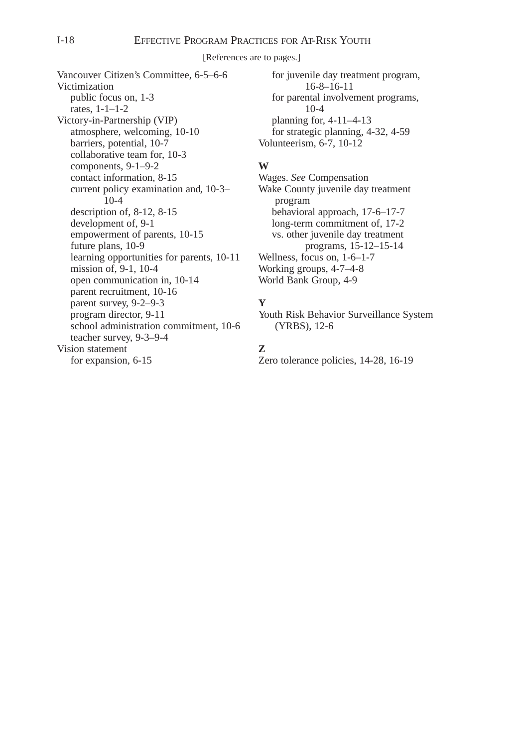[References are to pages.]

Vancouver Citizen's Committee, 6-5–6-6
Victimization
  public focus on, 1-3
  rates, 1-1–1-2
Victory-in-Partnership (VIP)
  atmosphere, welcoming, 10-10
  barriers, potential, 10-7
  collaborative team for, 10-3
  components, 9-1–9-2
  contact information, 8-15
  current policy examination and, 10-3–10-4
  description of, 8-12, 8-15
  development of, 9-1
  empowerment of parents, 10-15
  future plans, 10-9
  learning opportunities for parents, 10-11
  mission of, 9-1, 10-4
  open communication in, 10-14
  parent recruitment, 10-16
  parent survey, 9-2–9-3
  program director, 9-11
  school administration commitment, 10-6
  teacher survey, 9-3–9-4
Vision statement
  for expansion, 6-15
  for juvenile day treatment program, 16-8–16-11
  for parental involvement programs, 10-4
  planning for, 4-11–4-13
  for strategic planning, 4-32, 4-59
Volunteerism, 6-7, 10-12

**W**

Wages. *See* Compensation
Wake County juvenile day treatment program
  behavioral approach, 17-6–17-7
  long-term commitment of, 17-2
  vs. other juvenile day treatment programs, 15-12–15-14
Wellness, focus on, 1-6–1-7
Working groups, 4-7–4-8
World Bank Group, 4-9

**Y**

Youth Risk Behavior Surveillance System (YRBS), 12-6

**Z**

Zero tolerance policies, 14-28, 16-19